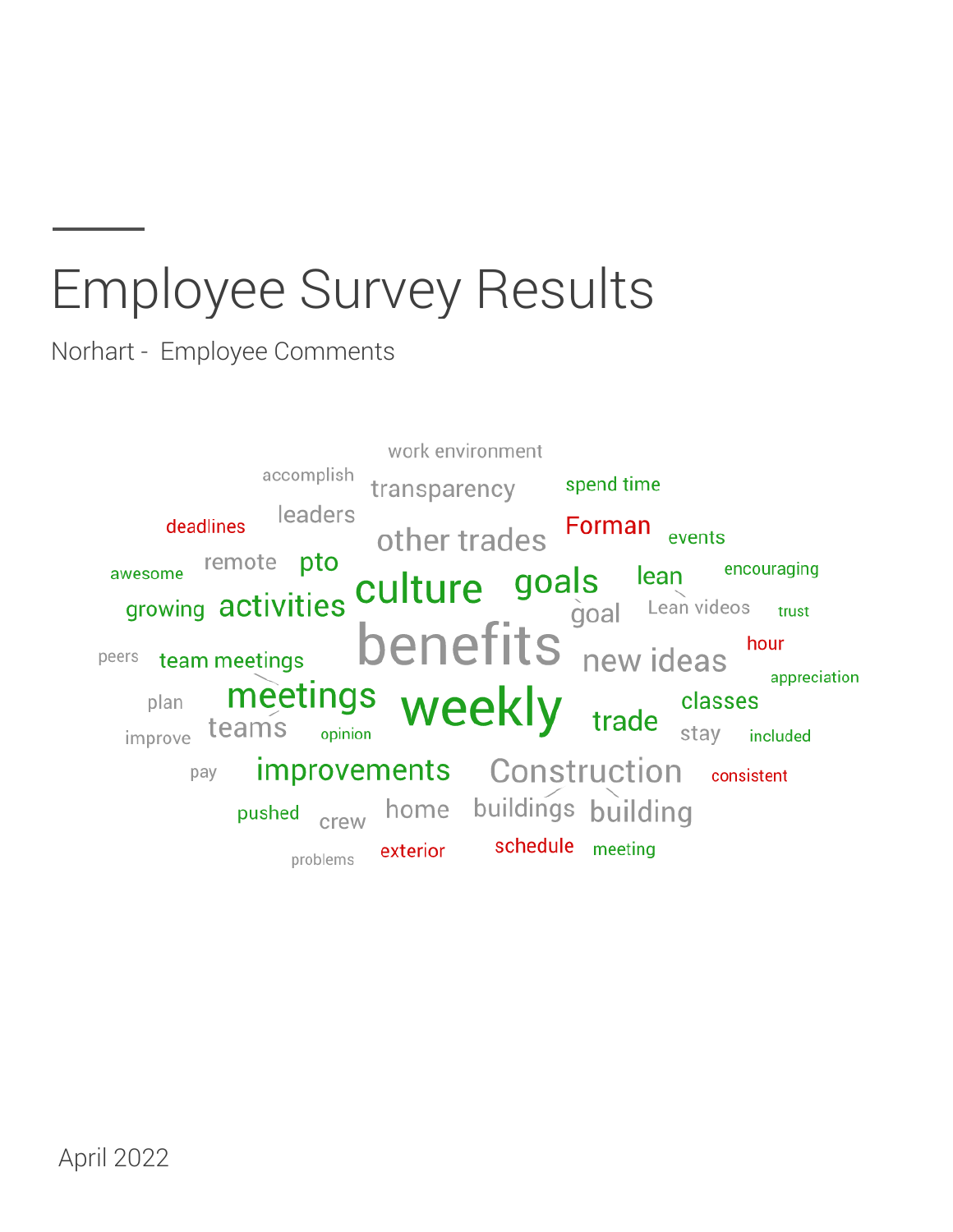# Employee Survey Results

Norhart - Employee Comments

work environment
accomplish
transparency
spend time
deadlines
leaders
Forman
other trades
events
awesome
remote
pto
lean
encouraging
culture
goals
growing
activities
goal
Lean videos
trust
benefits
hour
peers
team meetings
new ideas
appreciation
plan
meetings
weekly
classes
trade
teams
improve
opinion
stay
included
pay
improvements
Construction
consistent
pushed
crew
home
buildings
building
problems
exterior
schedule
meeting

April 2022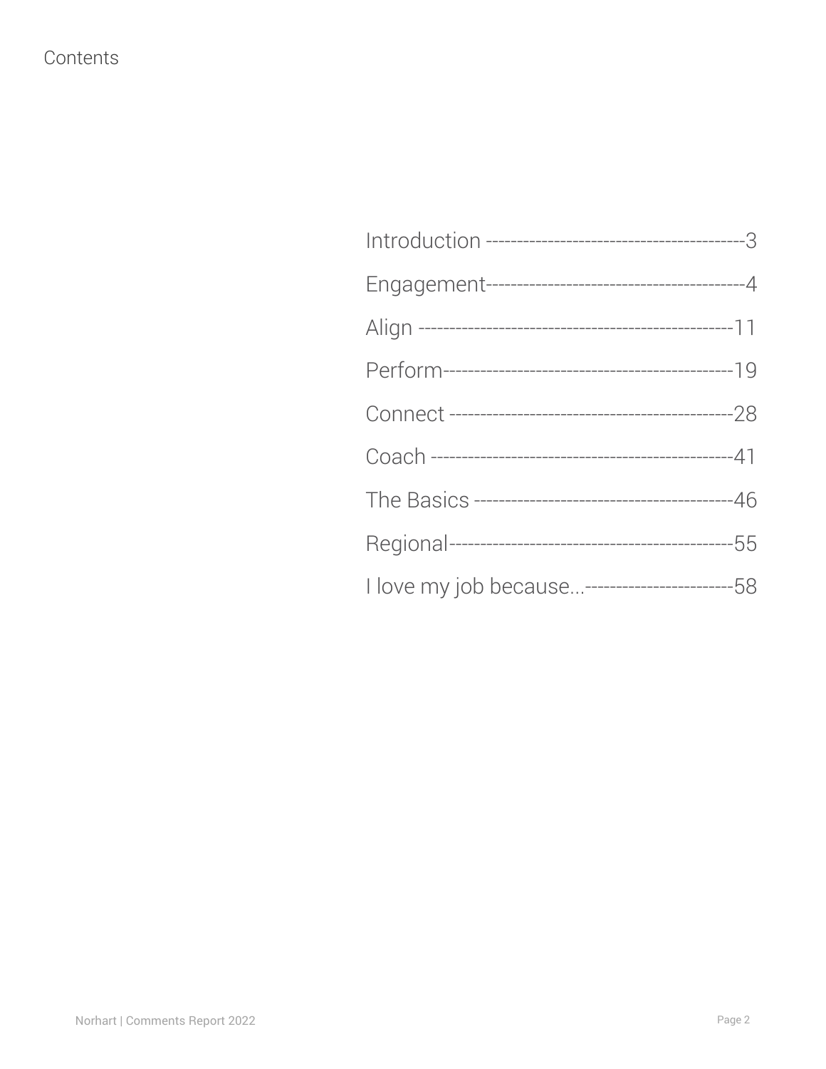# Contents

Introduction ------------------------------------------3

Engagement-------------------------------------------4

Align --------------------------------------------------11

Perform----------------------------------------------19

Connect ----------------------------------------------28

Coach -------------------------------------------------41

The Basics -------------------------------------------46

Regional----------------------------------------------55

I love my job because...------------------------58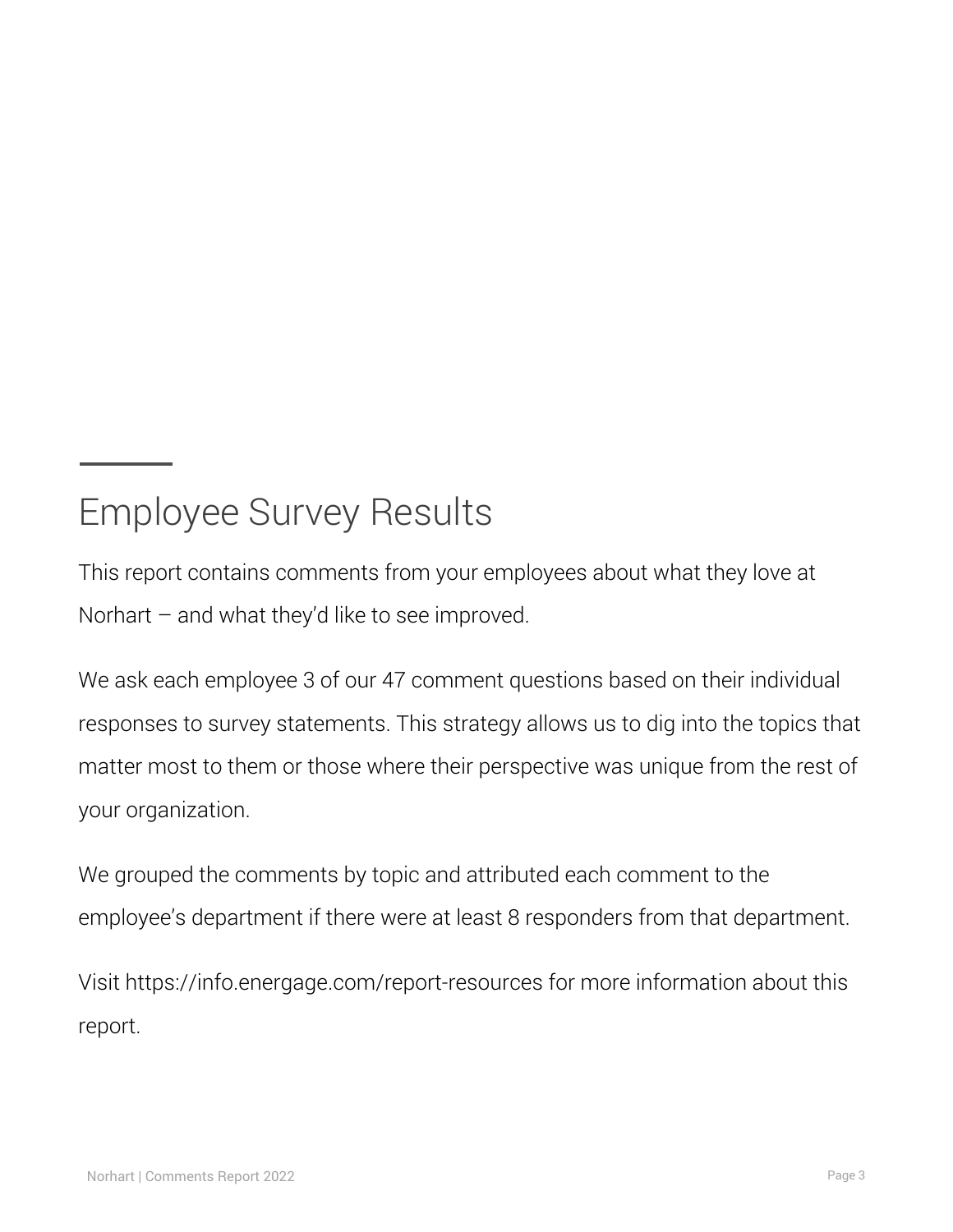# Employee Survey Results

This report contains comments from your employees about what they love at Norhart – and what they'd like to see improved.

We ask each employee 3 of our 47 comment questions based on their individual responses to survey statements. This strategy allows us to dig into the topics that matter most to them or those where their perspective was unique from the rest of your organization.

We grouped the comments by topic and attributed each comment to the employee's department if there were at least 8 responders from that department.

Visit https://info.energage.com/report-resources for more information about this report.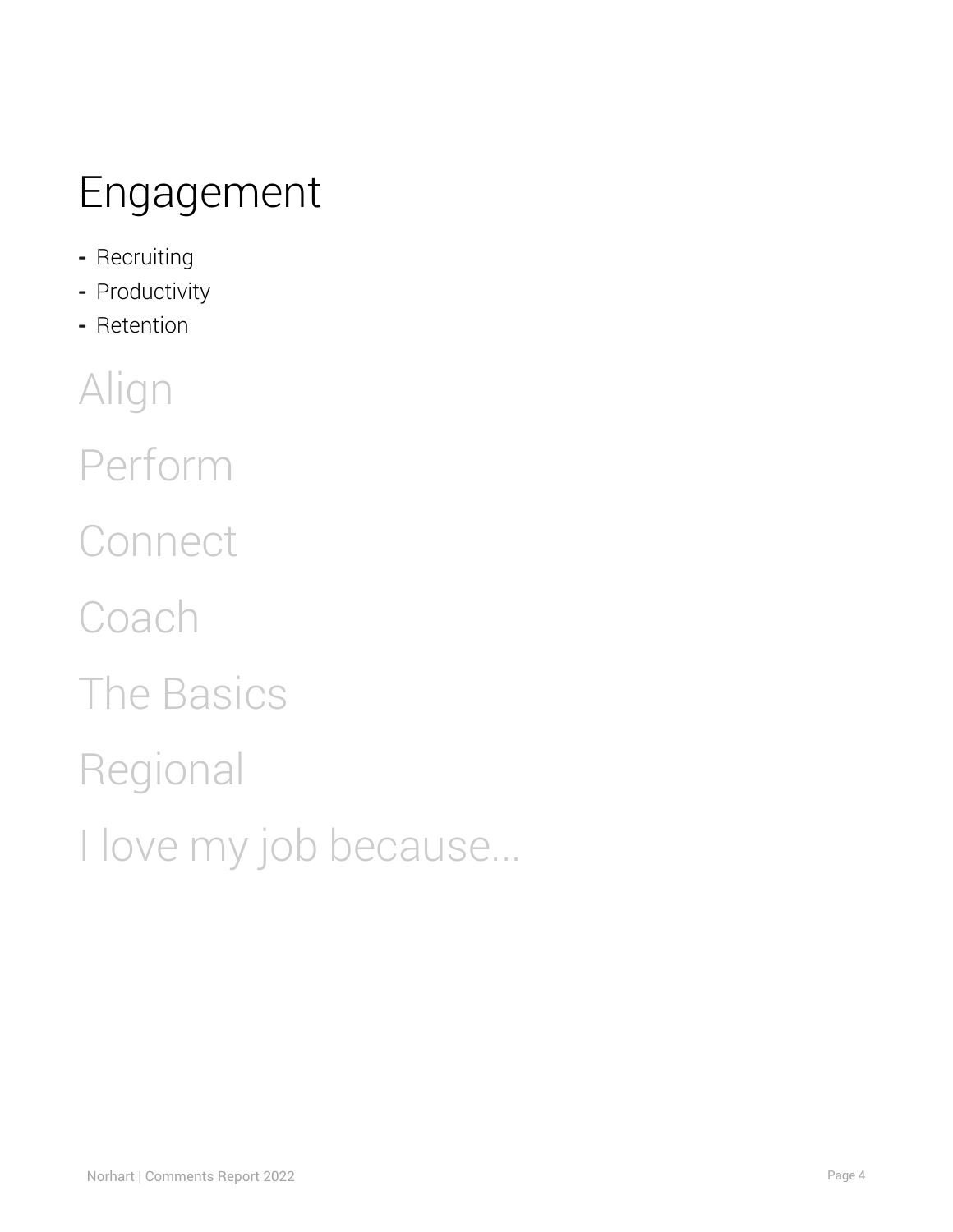# Engagement

- Recruiting
- Productivity
- Retention

# Align

# Perform

# Connect

# Coach

# The Basics

# Regional

# I love my job because...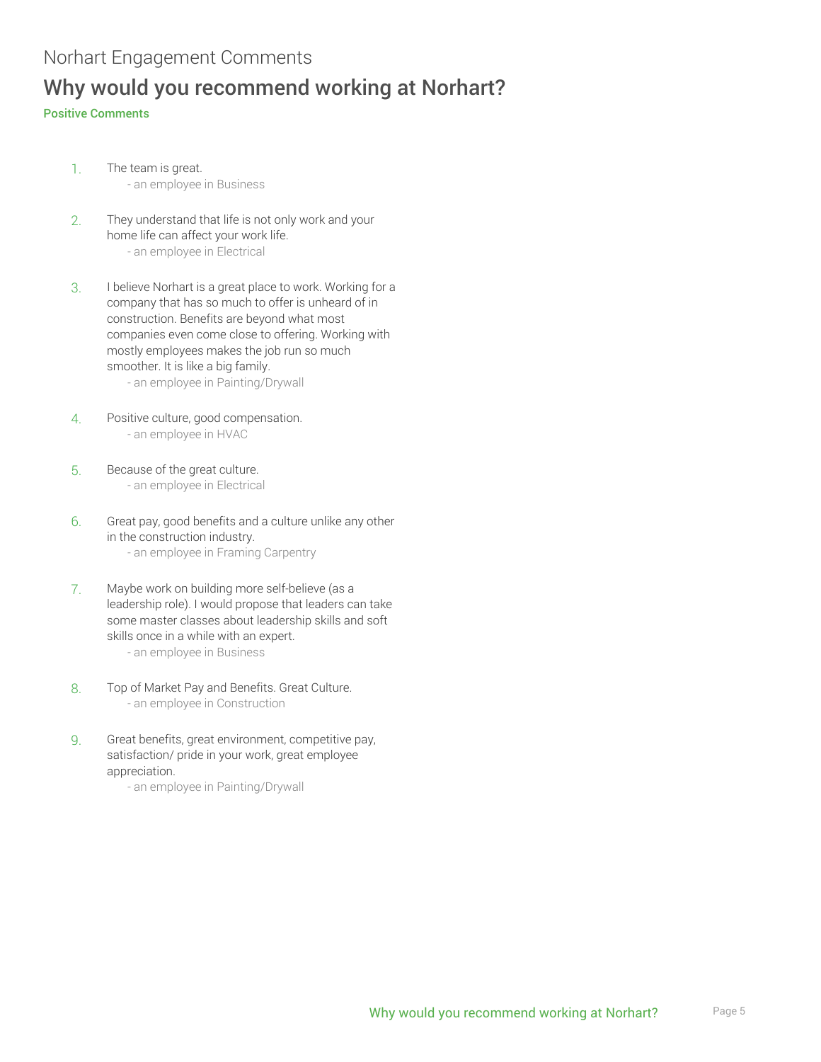Norhart Engagement Comments

# Why would you recommend working at Norhart?

**Positive Comments**

1. The team is great.
   - an employee in Business

2. They understand that life is not only work and your home life can affect your work life.
   - an employee in Electrical

3. I believe Norhart is a great place to work. Working for a company that has so much to offer is unheard of in construction. Benefits are beyond what most companies even come close to offering. Working with mostly employees makes the job run so much smoother. It is like a big family.
   - an employee in Painting/Drywall

4. Positive culture, good compensation.
   - an employee in HVAC

5. Because of the great culture.
   - an employee in Electrical

6. Great pay, good benefits and a culture unlike any other in the construction industry.
   - an employee in Framing Carpentry

7. Maybe work on building more self-believe (as a leadership role). I would propose that leaders can take some master classes about leadership skills and soft skills once in a while with an expert.
   - an employee in Business

8. Top of Market Pay and Benefits. Great Culture.
   - an employee in Construction

9. Great benefits, great environment, competitive pay, satisfaction/ pride in your work, great employee appreciation.
   - an employee in Painting/Drywall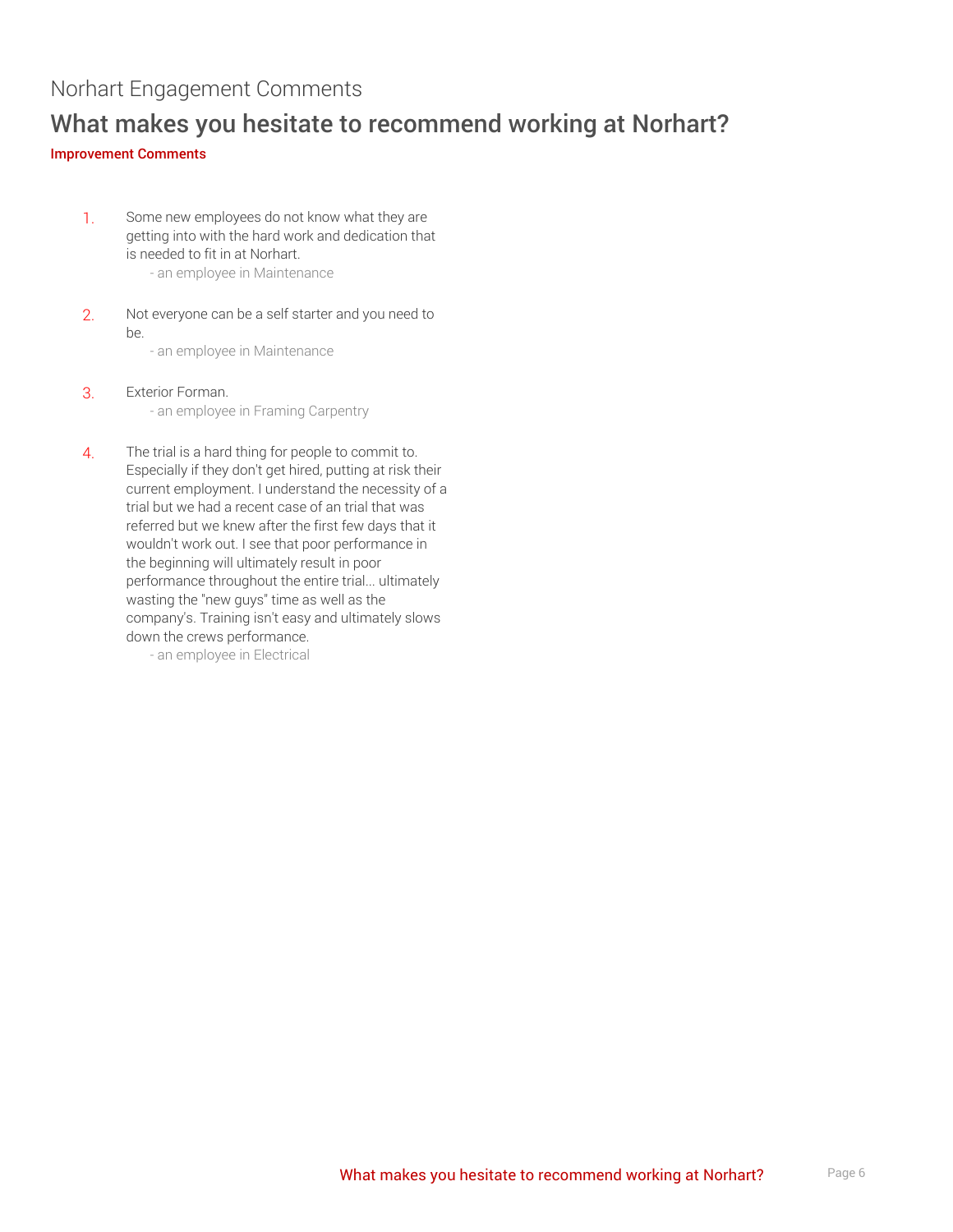Norhart Engagement Comments

## What makes you hesitate to recommend working at Norhart?

**Improvement Comments**

1. Some new employees do not know what they are getting into with the hard work and dedication that is needed to fit in at Norhart.
   - an employee in Maintenance

2. Not everyone can be a self starter and you need to be.
   - an employee in Maintenance

3. Exterior Forman.
   - an employee in Framing Carpentry

4. The trial is a hard thing for people to commit to. Especially if they don't get hired, putting at risk their current employment. I understand the necessity of a trial but we had a recent case of an trial that was referred but we knew after the first few days that it wouldn't work out. I see that poor performance in the beginning will ultimately result in poor performance throughout the entire trial... ultimately wasting the "new guys" time as well as the company's. Training isn't easy and ultimately slows down the crews performance.
   - an employee in Electrical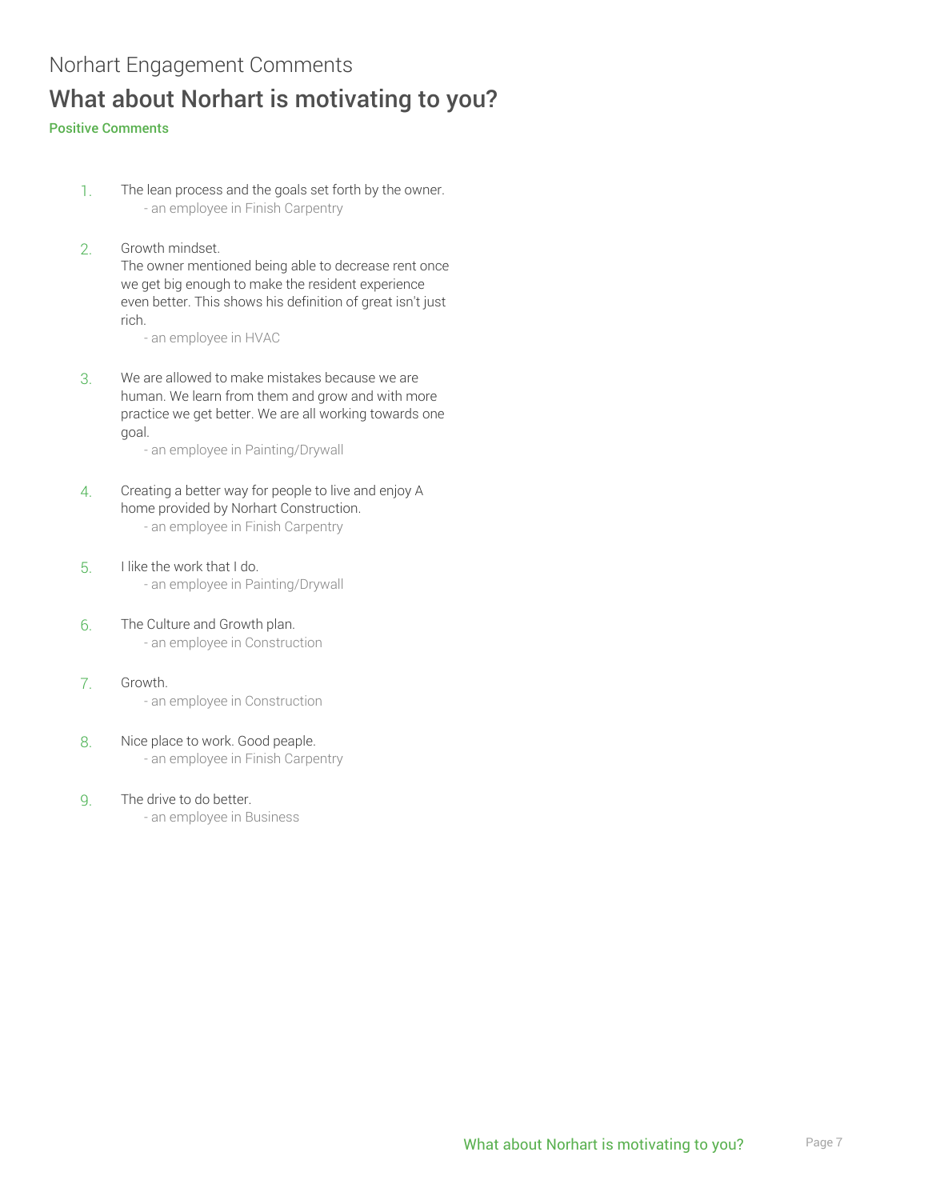Norhart Engagement Comments

## What about Norhart is motivating to you?

**Positive Comments**

1. The lean process and the goals set forth by the owner.
   - an employee in Finish Carpentry

2. Growth mindset.
   The owner mentioned being able to decrease rent once we get big enough to make the resident experience even better. This shows his definition of great isn't just rich.
   - an employee in HVAC

3. We are allowed to make mistakes because we are human. We learn from them and grow and with more practice we get better. We are all working towards one goal.
   - an employee in Painting/Drywall

4. Creating a better way for people to live and enjoy A home provided by Norhart Construction.
   - an employee in Finish Carpentry

5. I like the work that I do.
   - an employee in Painting/Drywall

6. The Culture and Growth plan.
   - an employee in Construction

7. Growth.
   - an employee in Construction

8. Nice place to work. Good people.
   - an employee in Finish Carpentry

9. The drive to do better.
   - an employee in Business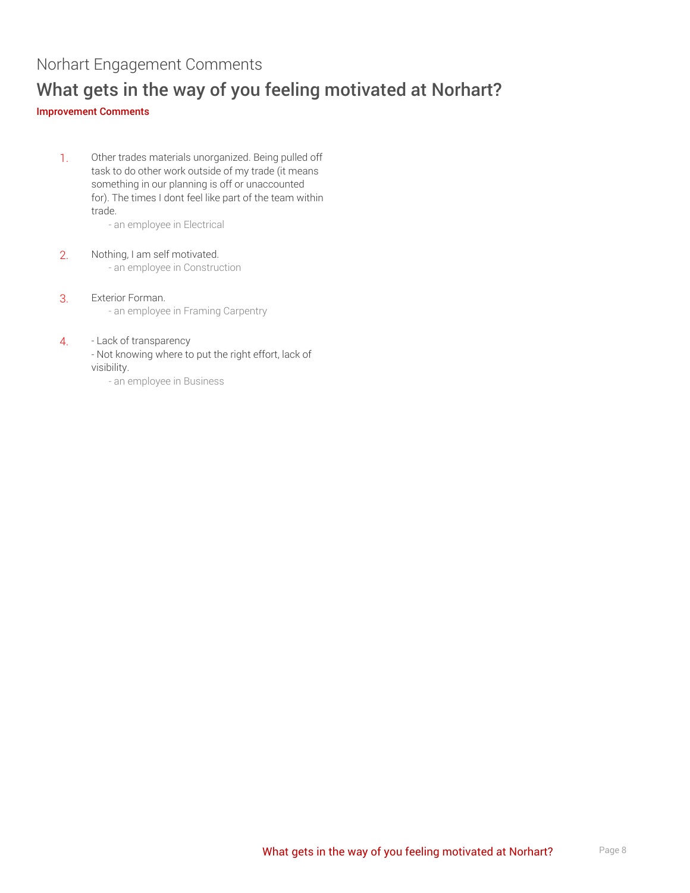Norhart Engagement Comments

## What gets in the way of you feeling motivated at Norhart?

**Improvement Comments**

1. Other trades materials unorganized. Being pulled off task to do other work outside of my trade (it means something in our planning is off or unaccounted for). The times I dont feel like part of the team within trade.
   - an employee in Electrical

2. Nothing, I am self motivated.
   - an employee in Construction

3. Exterior Forman.
   - an employee in Framing Carpentry

4. - Lack of transparency
   - Not knowing where to put the right effort, lack of visibility.

   - an employee in Business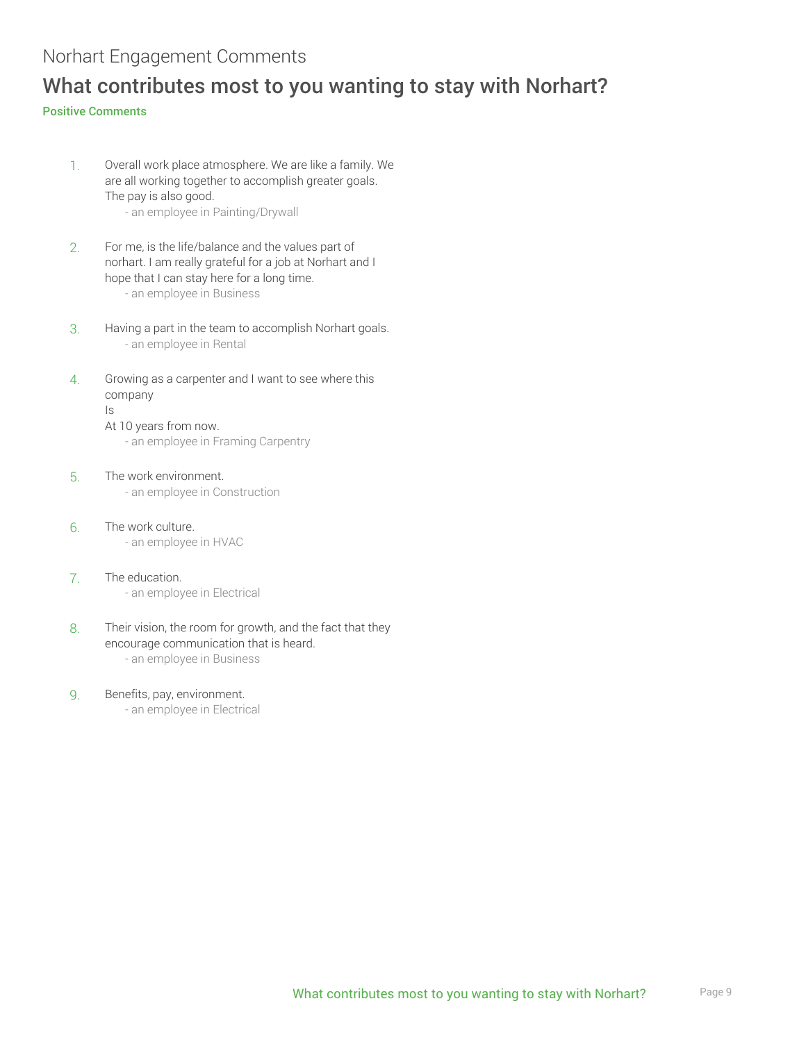Norhart Engagement Comments

# What contributes most to you wanting to stay with Norhart?

**Positive Comments**

1. Overall work place atmosphere. We are like a family. We are all working together to accomplish greater goals. The pay is also good.
   - an employee in Painting/Drywall

2. For me, is the life/balance and the values part of norhart. I am really grateful for a job at Norhart and I hope that I can stay here for a long time.
   - an employee in Business

3. Having a part in the team to accomplish Norhart goals.
   - an employee in Rental

4. Growing as a carpenter and I want to see where this company
   Is
   At 10 years from now.
   - an employee in Framing Carpentry

5. The work environment.
   - an employee in Construction

6. The work culture.
   - an employee in HVAC

7. The education.
   - an employee in Electrical

8. Their vision, the room for growth, and the fact that they encourage communication that is heard.
   - an employee in Business

9. Benefits, pay, environment.
   - an employee in Electrical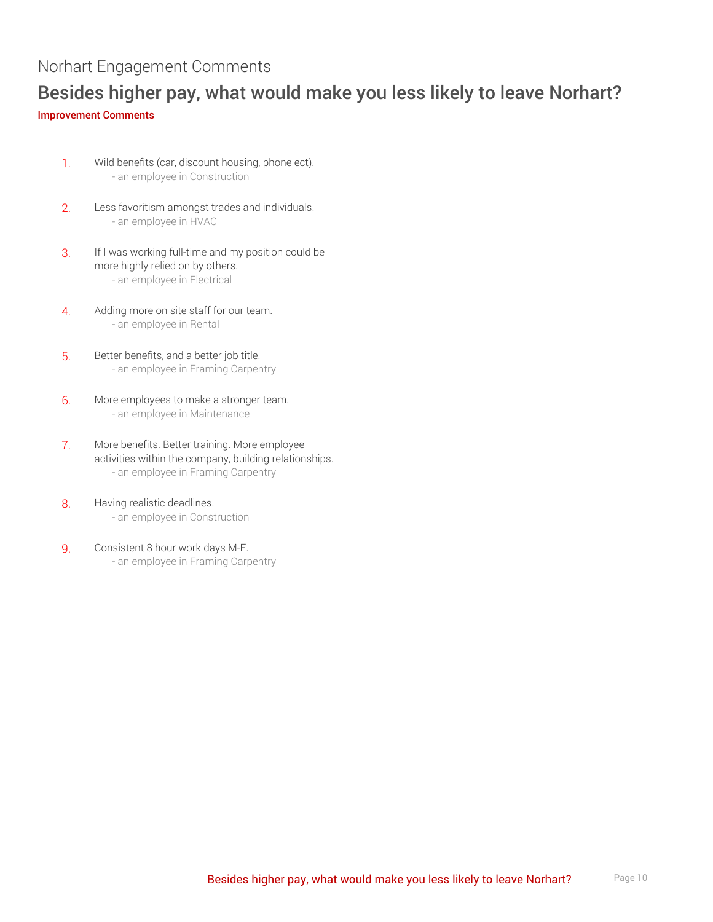Norhart Engagement Comments

## Besides higher pay, what would make you less likely to leave Norhart?

**Improvement Comments**

1. Wild benefits (car, discount housing, phone ect).
   - an employee in Construction

2. Less favoritism amongst trades and individuals.
   - an employee in HVAC

3. If I was working full-time and my position could be more highly relied on by others.
   - an employee in Electrical

4. Adding more on site staff for our team.
   - an employee in Rental

5. Better benefits, and a better job title.
   - an employee in Framing Carpentry

6. More employees to make a stronger team.
   - an employee in Maintenance

7. More benefits. Better training. More employee activities within the company, building relationships.
   - an employee in Framing Carpentry

8. Having realistic deadlines.
   - an employee in Construction

9. Consistent 8 hour work days M-F.
   - an employee in Framing Carpentry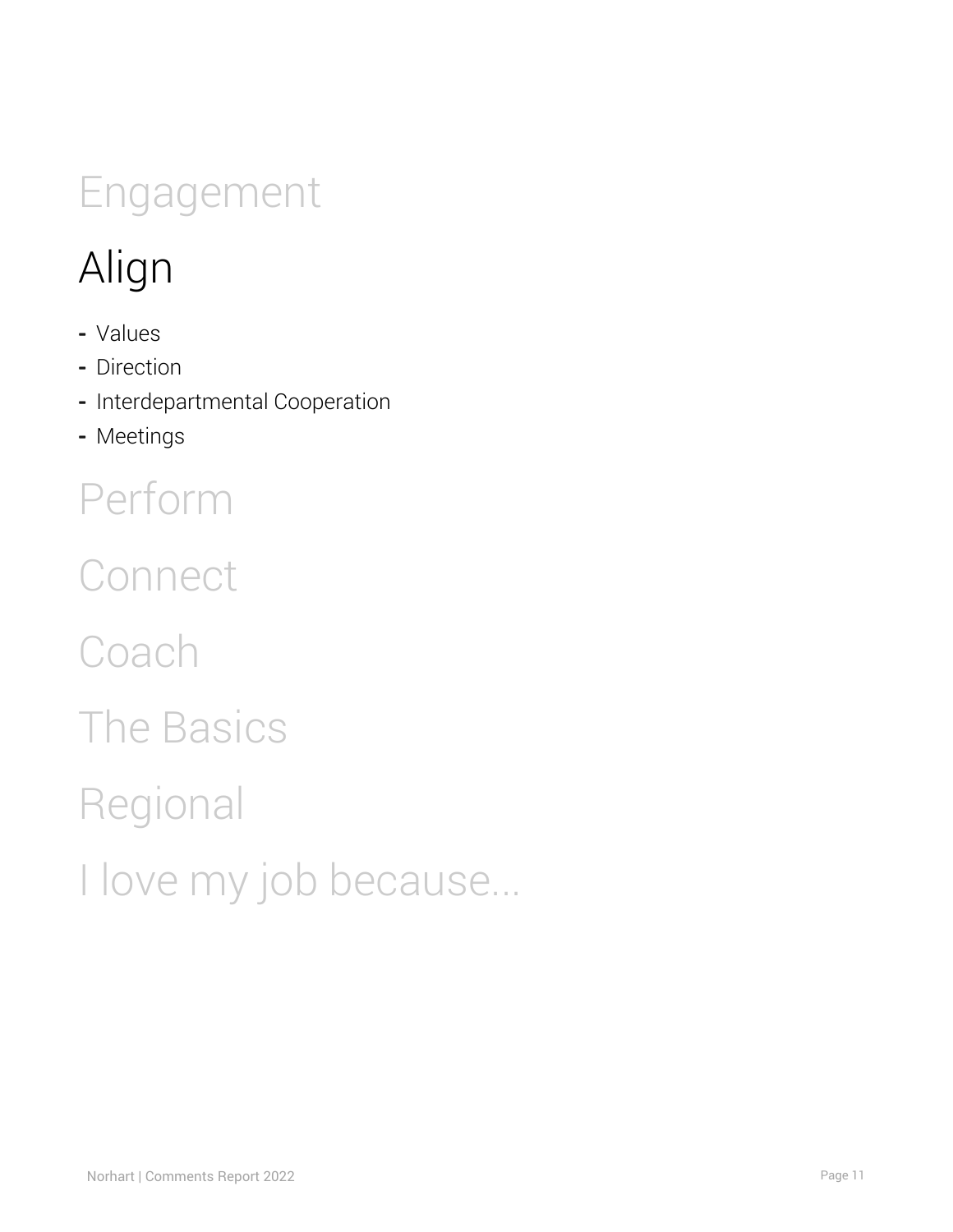# Engagement

# Align

- Values
- Direction
- Interdepartmental Cooperation
- Meetings

# Perform

# Connect

# Coach

# The Basics

# Regional

# I love my job because...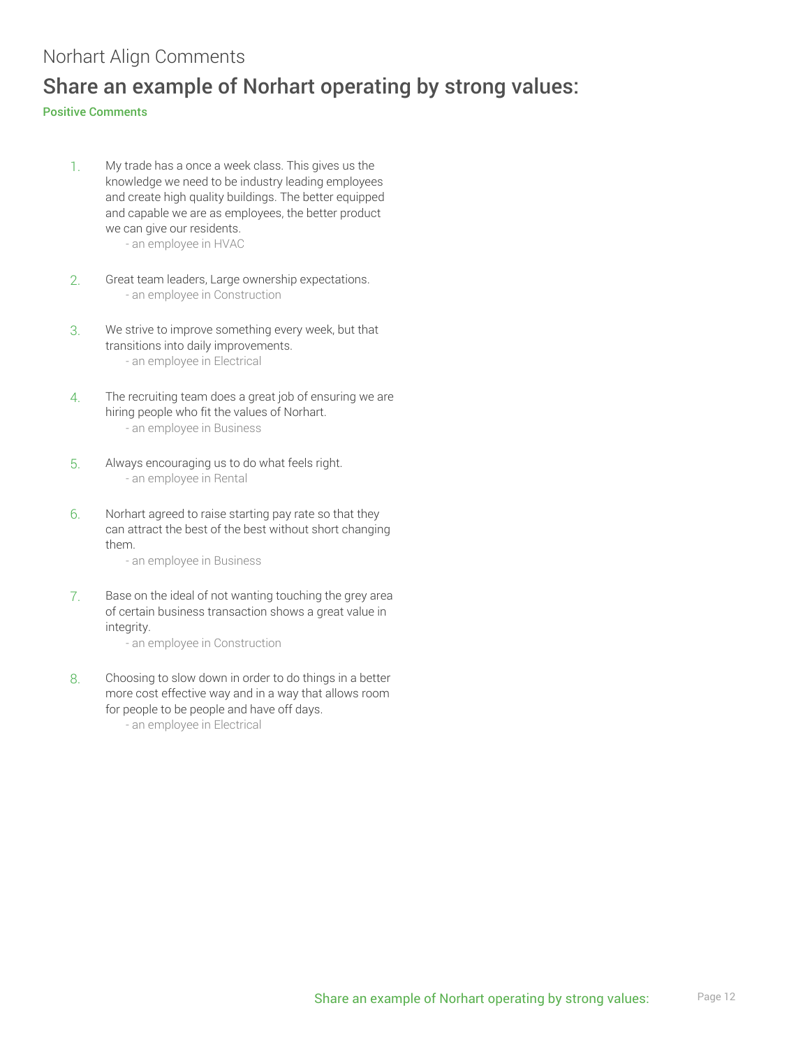Norhart Align Comments

## Share an example of Norhart operating by strong values:

Positive Comments

1. My trade has a once a week class. This gives us the knowledge we need to be industry leading employees and create high quality buildings. The better equipped and capable we are as employees, the better product we can give our residents.
   - an employee in HVAC

2. Great team leaders, Large ownership expectations.
   - an employee in Construction

3. We strive to improve something every week, but that transitions into daily improvements.
   - an employee in Electrical

4. The recruiting team does a great job of ensuring we are hiring people who fit the values of Norhart.
   - an employee in Business

5. Always encouraging us to do what feels right.
   - an employee in Rental

6. Norhart agreed to raise starting pay rate so that they can attract the best of the best without short changing them.
   - an employee in Business

7. Base on the ideal of not wanting touching the grey area of certain business transaction shows a great value in integrity.
   - an employee in Construction

8. Choosing to slow down in order to do things in a better more cost effective way and in a way that allows room for people to be people and have off days.
   - an employee in Electrical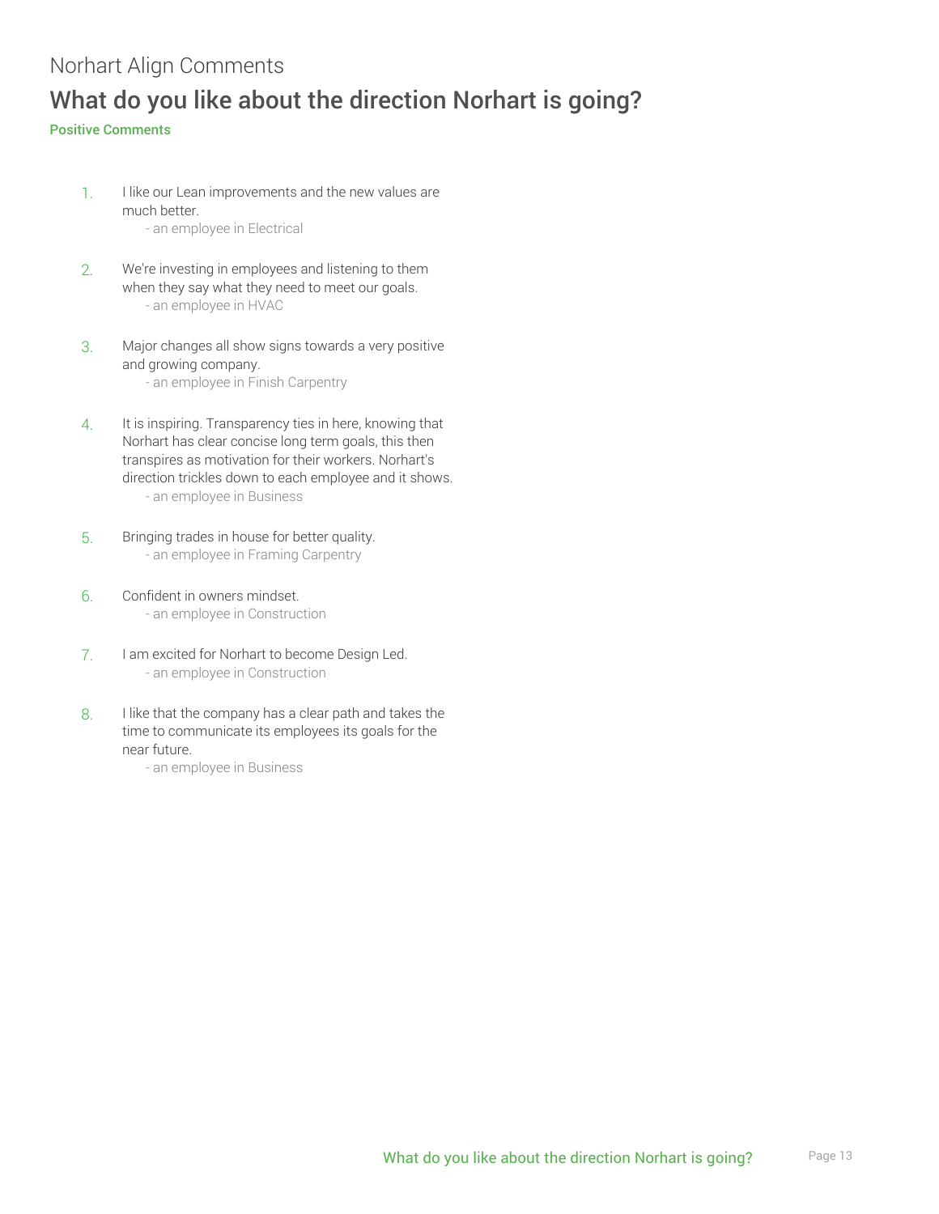Norhart Align Comments

## What do you like about the direction Norhart is going?

**Positive Comments**

1. I like our Lean improvements and the new values are much better.
   - an employee in Electrical

2. We're investing in employees and listening to them when they say what they need to meet our goals.
   - an employee in HVAC

3. Major changes all show signs towards a very positive and growing company.
   - an employee in Finish Carpentry

4. It is inspiring. Transparency ties in here, knowing that Norhart has clear concise long term goals, this then transpires as motivation for their workers. Norhart's direction trickles down to each employee and it shows.
   - an employee in Business

5. Bringing trades in house for better quality.
   - an employee in Framing Carpentry

6. Confident in owners mindset.
   - an employee in Construction

7. I am excited for Norhart to become Design Led.
   - an employee in Construction

8. I like that the company has a clear path and takes the time to communicate its employees its goals for the near future.
   - an employee in Business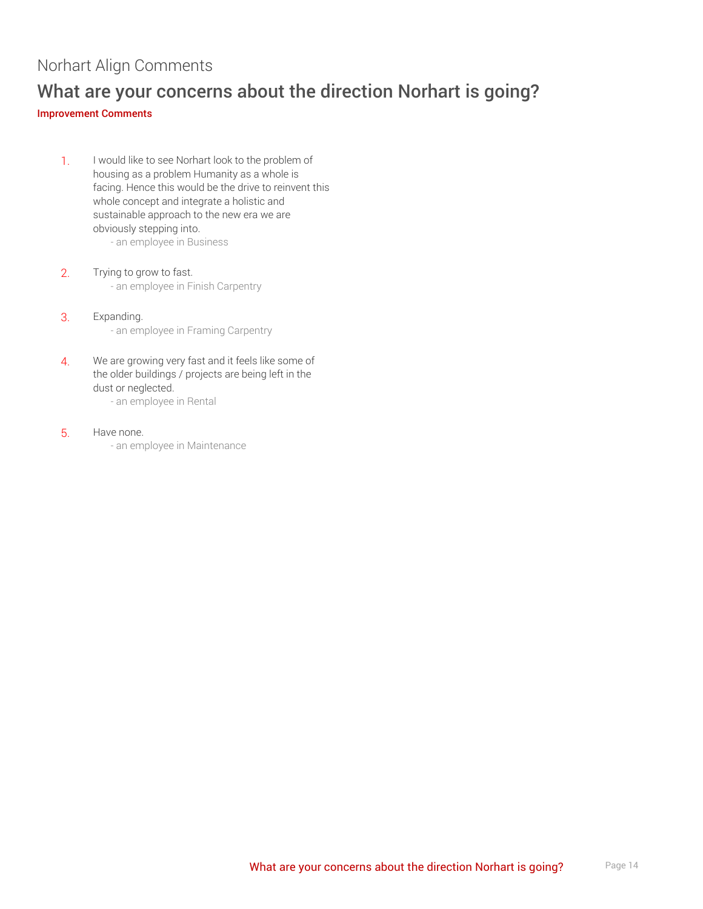Norhart Align Comments

## What are your concerns about the direction Norhart is going?

**Improvement Comments**

1. I would like to see Norhart look to the problem of housing as a problem Humanity as a whole is facing. Hence this would be the drive to reinvent this whole concept and integrate a holistic and sustainable approach to the new era we are obviously stepping into.
   - an employee in Business

2. Trying to grow to fast.
   - an employee in Finish Carpentry

3. Expanding.
   - an employee in Framing Carpentry

4. We are growing very fast and it feels like some of the older buildings / projects are being left in the dust or neglected.
   - an employee in Rental

5. Have none.
   - an employee in Maintenance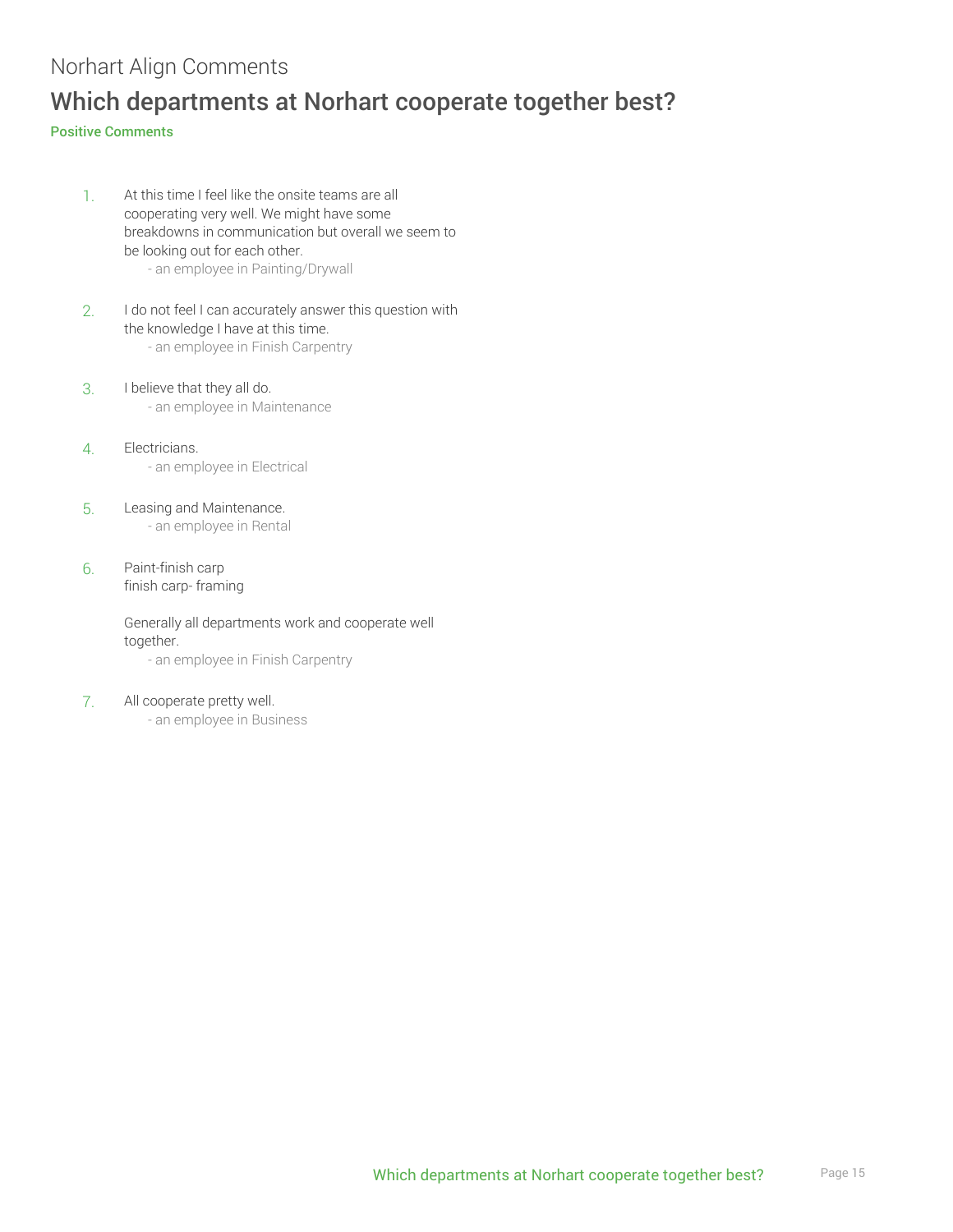Norhart Align Comments

## Which departments at Norhart cooperate together best?

**Positive Comments**

1. At this time I feel like the onsite teams are all cooperating very well. We might have some breakdowns in communication but overall we seem to be looking out for each other.
   - an employee in Painting/Drywall

2. I do not feel I can accurately answer this question with the knowledge I have at this time.
   - an employee in Finish Carpentry

3. I believe that they all do.
   - an employee in Maintenance

4. Electricians.
   - an employee in Electrical

5. Leasing and Maintenance.
   - an employee in Rental

6. Paint-finish carp
   finish carp- framing

   Generally all departments work and cooperate well together.
   - an employee in Finish Carpentry

7. All cooperate pretty well.
   - an employee in Business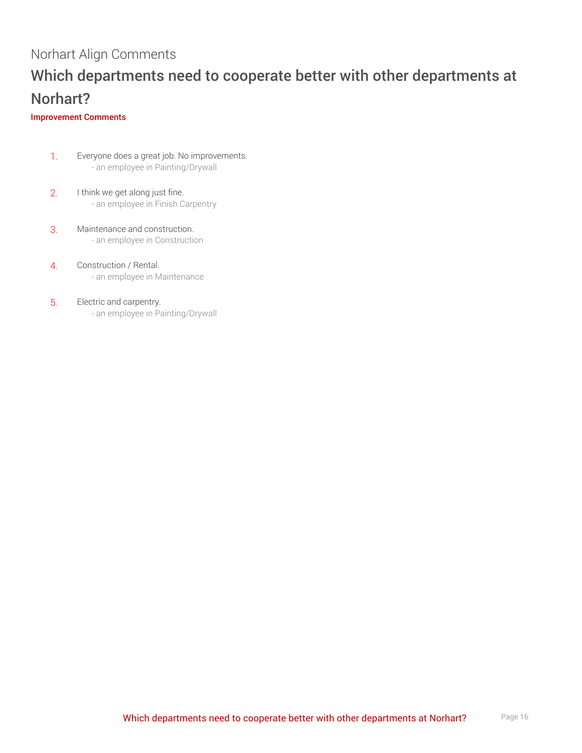Norhart Align Comments

# Which departments need to cooperate better with other departments at Norhart?

**Improvement Comments**

1. Everyone does a great job. No improvements.
   - an employee in Painting/Drywall

2. I think we get along just fine.
   - an employee in Finish Carpentry

3. Maintenance and construction.
   - an employee in Construction

4. Construction / Rental.
   - an employee in Maintenance

5. Electric and carpentry.
   - an employee in Painting/Drywall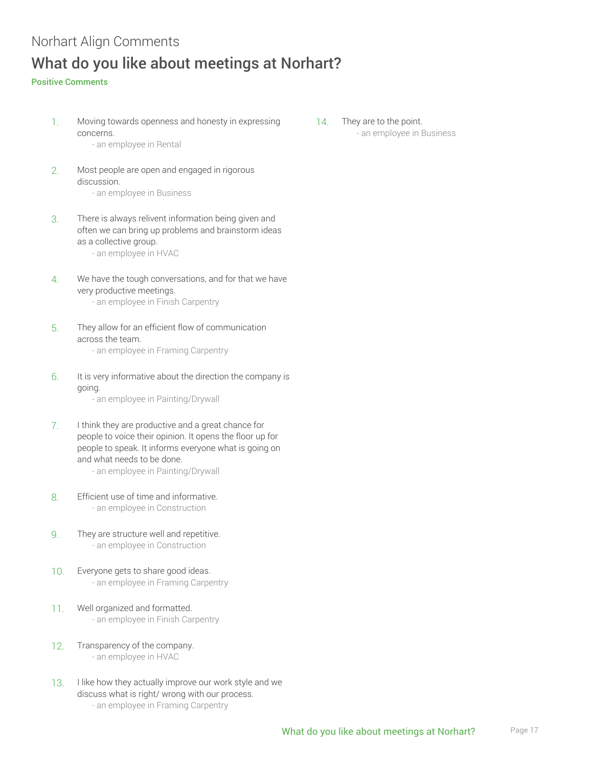Norhart Align Comments

# What do you like about meetings at Norhart?

**Positive Comments**

1. Moving towards openness and honesty in expressing concerns.
   - an employee in Rental

2. Most people are open and engaged in rigorous discussion.
   - an employee in Business

3. There is always relivent information being given and often we can bring up problems and brainstorm ideas as a collective group.
   - an employee in HVAC

4. We have the tough conversations, and for that we have very productive meetings.
   - an employee in Finish Carpentry

5. They allow for an efficient flow of communication across the team.
   - an employee in Framing Carpentry

6. It is very informative about the direction the company is going.
   - an employee in Painting/Drywall

7. I think they are productive and a great chance for people to voice their opinion. It opens the floor up for people to speak. It informs everyone what is going on and what needs to be done.
   - an employee in Painting/Drywall

8. Efficient use of time and informative.
   - an employee in Construction

9. They are structure well and repetitive.
   - an employee in Construction

10. Everyone gets to share good ideas.
    - an employee in Framing Carpentry

11. Well organized and formatted.
    - an employee in Finish Carpentry

12. Transparency of the company.
    - an employee in HVAC

13. I like how they actually improve our work style and we discuss what is right/ wrong with our process.
    - an employee in Framing Carpentry

14. They are to the point.
    - an employee in Business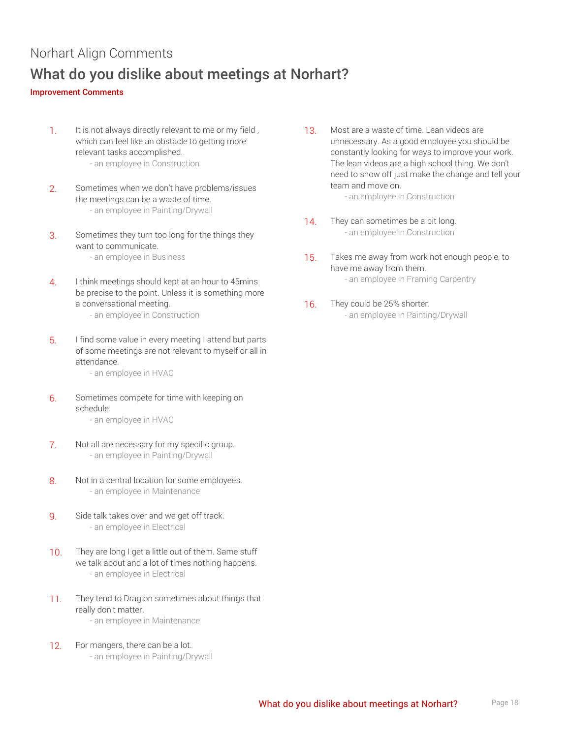Norhart Align Comments

# What do you dislike about meetings at Norhart?

**Improvement Comments**

1. It is not always directly relevant to me or my field , which can feel like an obstacle to getting more relevant tasks accomplished.
   - an employee in Construction

2. Sometimes when we don't have problems/issues the meetings can be a waste of time.
   - an employee in Painting/Drywall

3. Sometimes they turn too long for the things they want to communicate.
   - an employee in Business

4. I think meetings should kept at an hour to 45mins be precise to the point. Unless it is something more a conversational meeting.
   - an employee in Construction

5. I find some value in every meeting I attend but parts of some meetings are not relevant to myself or all in attendance.
   - an employee in HVAC

6. Sometimes compete for time with keeping on schedule.
   - an employee in HVAC

7. Not all are necessary for my specific group.
   - an employee in Painting/Drywall

8. Not in a central location for some employees.
   - an employee in Maintenance

9. Side talk takes over and we get off track.
   - an employee in Electrical

10. They are long I get a little out of them. Same stuff we talk about and a lot of times nothing happens.
    - an employee in Electrical

11. They tend to Drag on sometimes about things that really don't matter.
    - an employee in Maintenance

12. For mangers, there can be a lot.
    - an employee in Painting/Drywall

13. Most are a waste of time. Lean videos are unnecessary. As a good employee you should be constantly looking for ways to improve your work. The lean videos are a high school thing. We don't need to show off just make the change and tell your team and move on.
    - an employee in Construction

14. They can sometimes be a bit long.
    - an employee in Construction

15. Takes me away from work not enough people, to have me away from them.
    - an employee in Framing Carpentry

16. They could be 25% shorter.
    - an employee in Painting/Drywall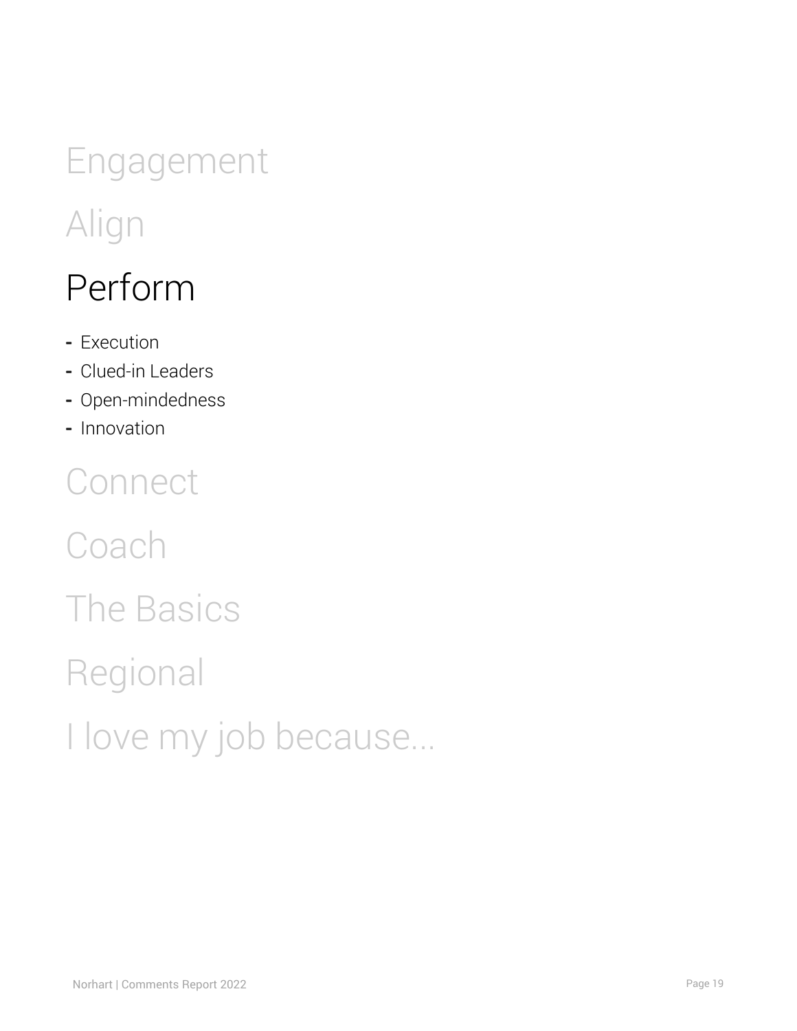# Engagement

# Align

# Perform

- Execution
- Clued-in Leaders
- Open-mindedness
- Innovation

# Connect

# Coach

# The Basics

# Regional

# I love my job because...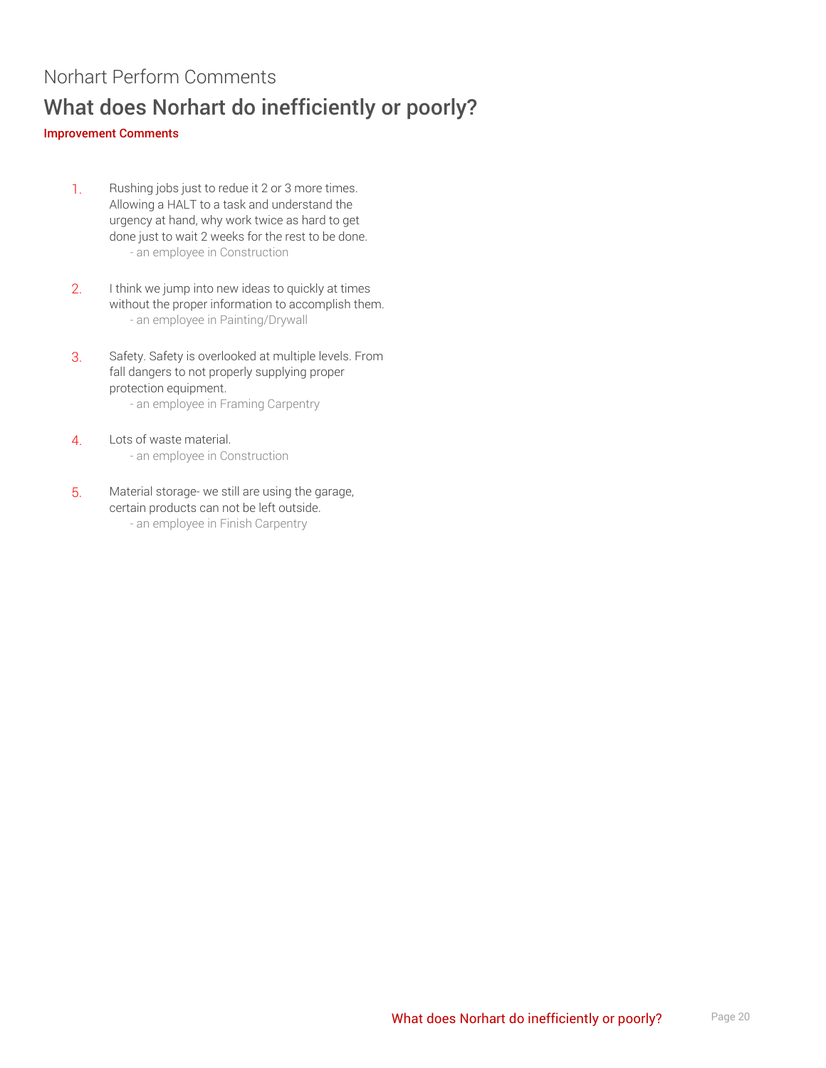Norhart Perform Comments

## What does Norhart do inefficiently or poorly?

**Improvement Comments**

1. Rushing jobs just to redue it 2 or 3 more times. Allowing a HALT to a task and understand the urgency at hand, why work twice as hard to get done just to wait 2 weeks for the rest to be done.
   - an employee in Construction

2. I think we jump into new ideas to quickly at times without the proper information to accomplish them.
   - an employee in Painting/Drywall

3. Safety. Safety is overlooked at multiple levels. From fall dangers to not properly supplying proper protection equipment.
   - an employee in Framing Carpentry

4. Lots of waste material.
   - an employee in Construction

5. Material storage- we still are using the garage, certain products can not be left outside.
   - an employee in Finish Carpentry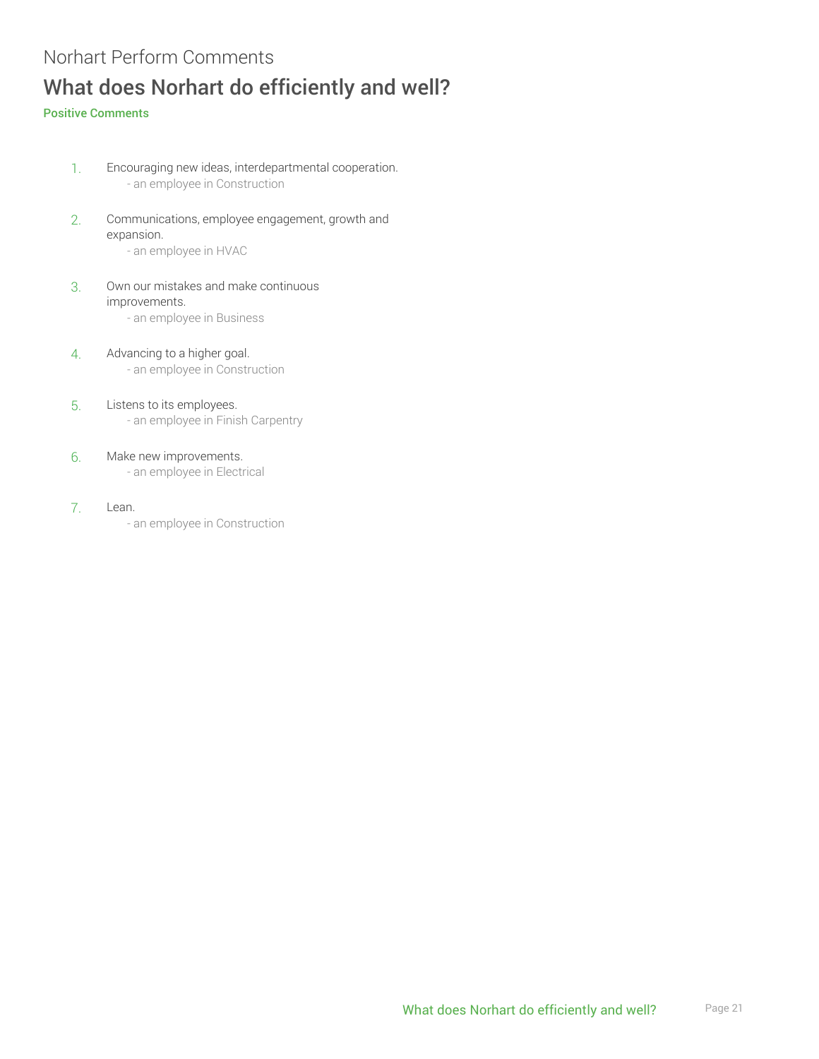Norhart Perform Comments

# What does Norhart do efficiently and well?

**Positive Comments**

1. Encouraging new ideas, interdepartmental cooperation.
   - an employee in Construction

2. Communications, employee engagement, growth and expansion.
   - an employee in HVAC

3. Own our mistakes and make continuous improvements.
   - an employee in Business

4. Advancing to a higher goal.
   - an employee in Construction

5. Listens to its employees.
   - an employee in Finish Carpentry

6. Make new improvements.
   - an employee in Electrical

7. Lean.
   - an employee in Construction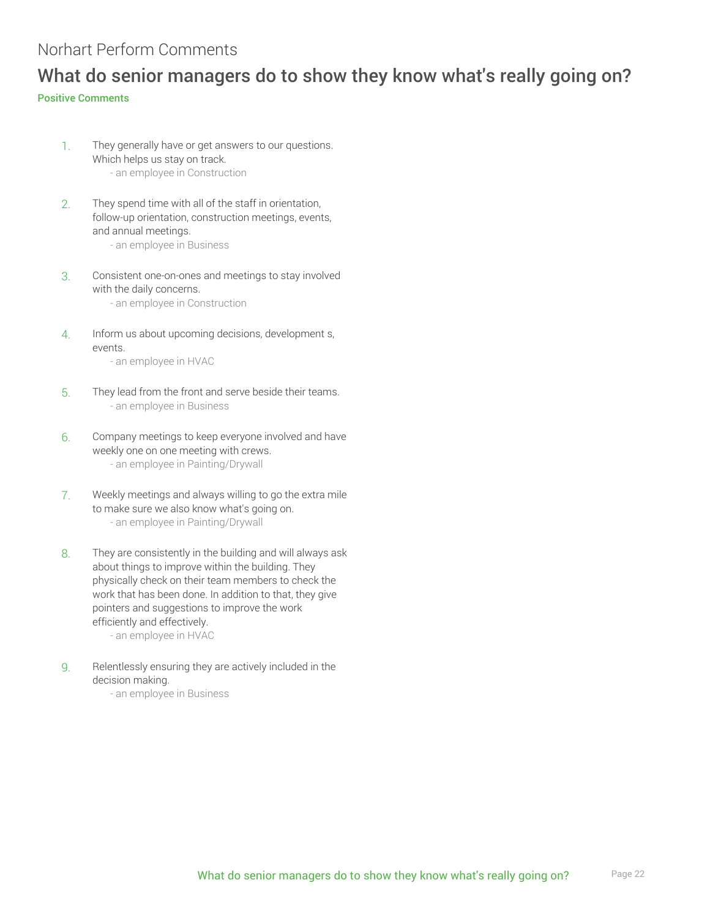Norhart Perform Comments

# What do senior managers do to show they know what's really going on?

**Positive Comments**

1. They generally have or get answers to our questions. Which helps us stay on track.
   - an employee in Construction

2. They spend time with all of the staff in orientation, follow-up orientation, construction meetings, events, and annual meetings.
   - an employee in Business

3. Consistent one-on-ones and meetings to stay involved with the daily concerns.
   - an employee in Construction

4. Inform us about upcoming decisions, development s, events.
   - an employee in HVAC

5. They lead from the front and serve beside their teams.
   - an employee in Business

6. Company meetings to keep everyone involved and have weekly one on one meeting with crews.
   - an employee in Painting/Drywall

7. Weekly meetings and always willing to go the extra mile to make sure we also know what's going on.
   - an employee in Painting/Drywall

8. They are consistently in the building and will always ask about things to improve within the building. They physically check on their team members to check the work that has been done. In addition to that, they give pointers and suggestions to improve the work efficiently and effectively.
   - an employee in HVAC

9. Relentlessly ensuring they are actively included in the decision making.
   - an employee in Business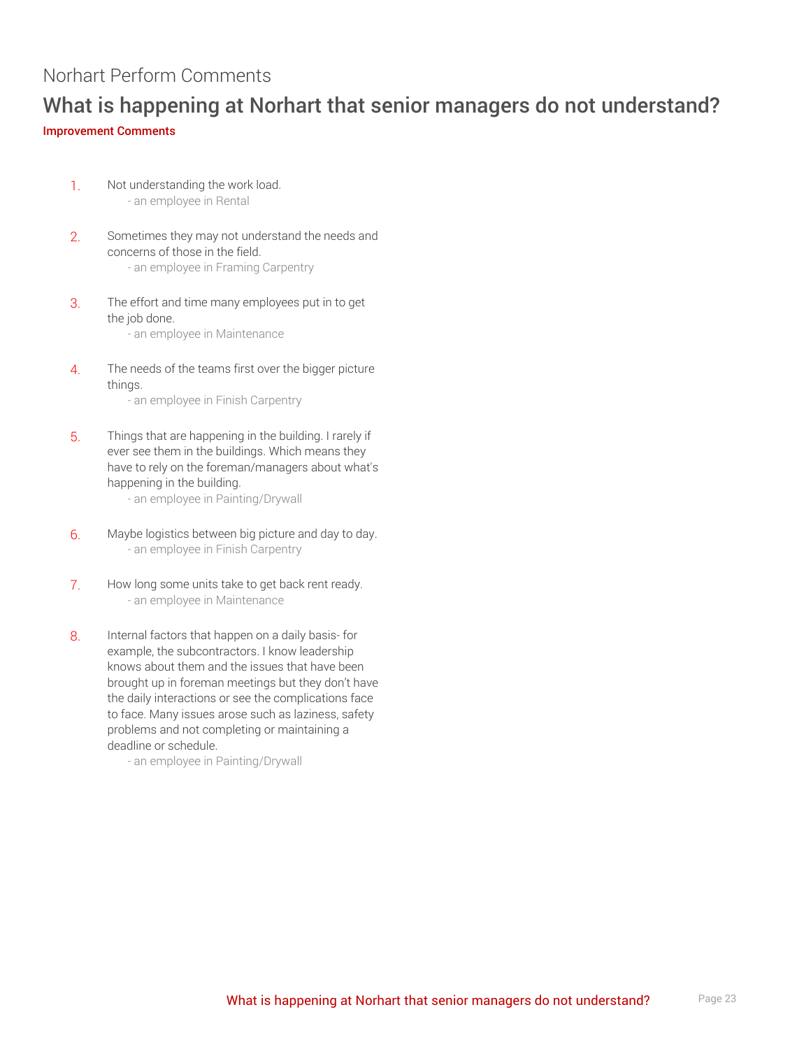Norhart Perform Comments

## What is happening at Norhart that senior managers do not understand?

**Improvement Comments**

1. Not understanding the work load.
   - an employee in Rental

2. Sometimes they may not understand the needs and concerns of those in the field.
   - an employee in Framing Carpentry

3. The effort and time many employees put in to get the job done.
   - an employee in Maintenance

4. The needs of the teams first over the bigger picture things.
   - an employee in Finish Carpentry

5. Things that are happening in the building. I rarely if ever see them in the buildings. Which means they have to rely on the foreman/managers about what's happening in the building.
   - an employee in Painting/Drywall

6. Maybe logistics between big picture and day to day.
   - an employee in Finish Carpentry

7. How long some units take to get back rent ready.
   - an employee in Maintenance

8. Internal factors that happen on a daily basis- for example, the subcontractors. I know leadership knows about them and the issues that have been brought up in foreman meetings but they don't have the daily interactions or see the complications face to face. Many issues arose such as laziness, safety problems and not completing or maintaining a deadline or schedule.
   - an employee in Painting/Drywall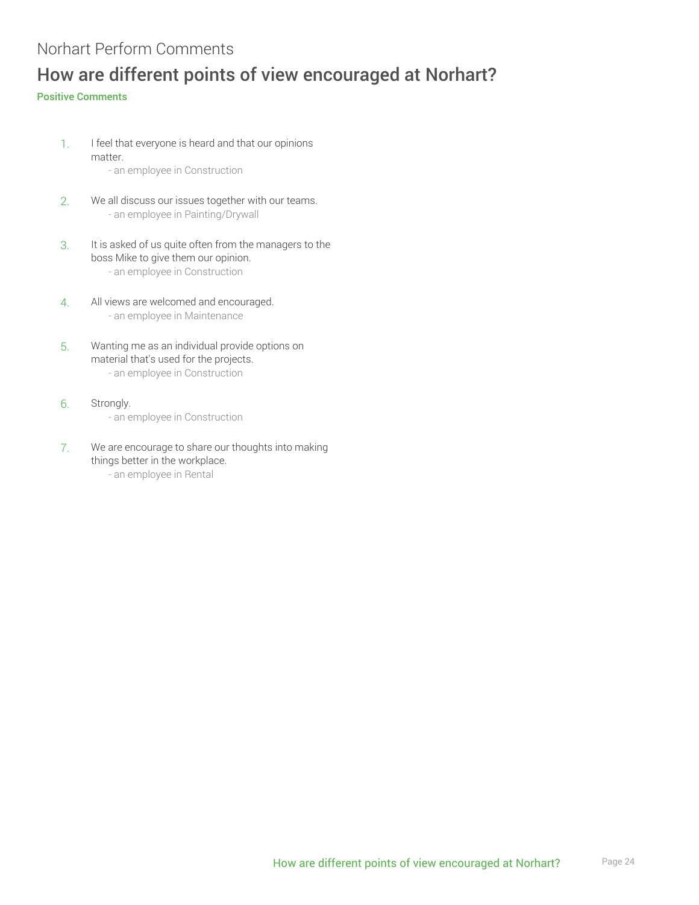Norhart Perform Comments

## How are different points of view encouraged at Norhart?

**Positive Comments**

1. I feel that everyone is heard and that our opinions matter.
   - an employee in Construction

2. We all discuss our issues together with our teams.
   - an employee in Painting/Drywall

3. It is asked of us quite often from the managers to the boss Mike to give them our opinion.
   - an employee in Construction

4. All views are welcomed and encouraged.
   - an employee in Maintenance

5. Wanting me as an individual provide options on material that's used for the projects.
   - an employee in Construction

6. Strongly.
   - an employee in Construction

7. We are encourage to share our thoughts into making things better in the workplace.
   - an employee in Rental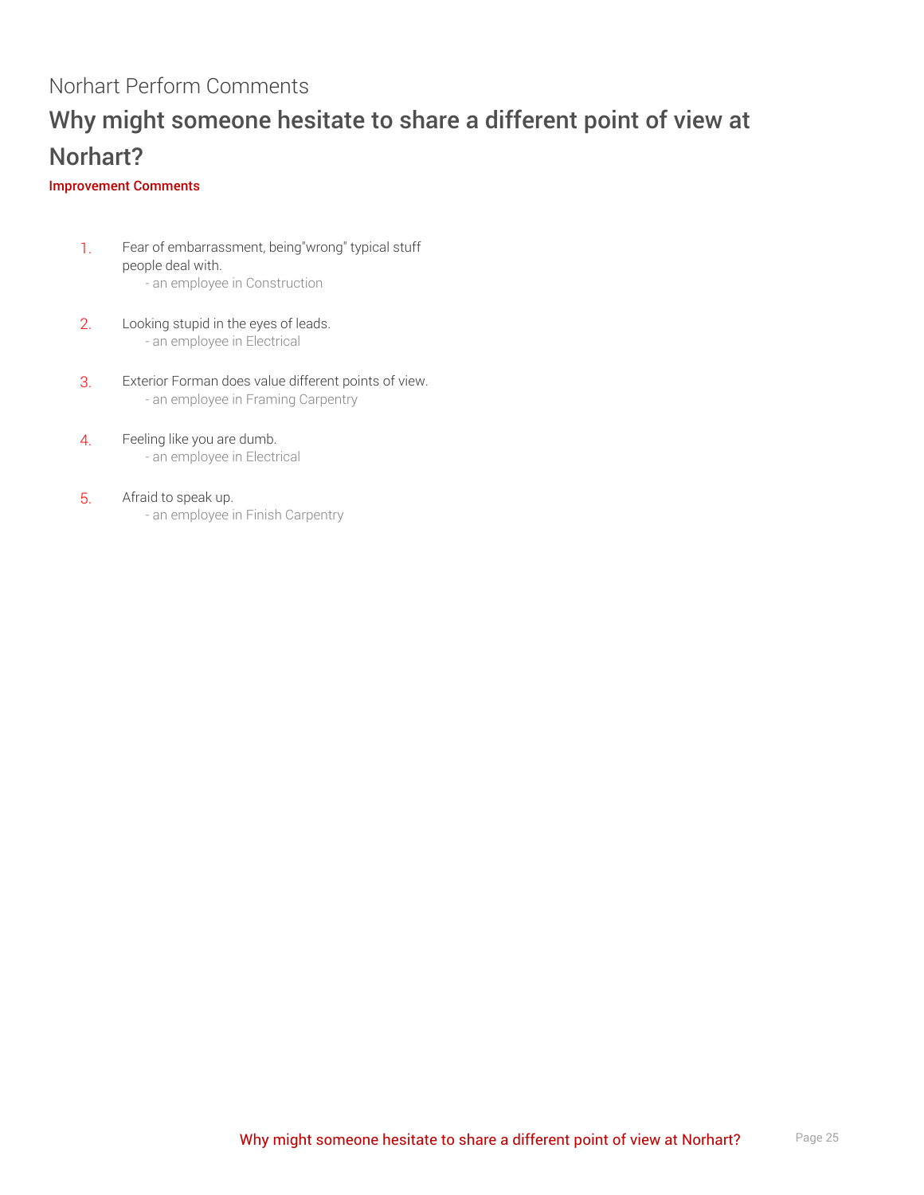Norhart Perform Comments

# Why might someone hesitate to share a different point of view at Norhart?

**Improvement Comments**

1. Fear of embarrassment, being"wrong" typical stuff people deal with.
   - an employee in Construction

2. Looking stupid in the eyes of leads.
   - an employee in Electrical

3. Exterior Forman does value different points of view.
   - an employee in Framing Carpentry

4. Feeling like you are dumb.
   - an employee in Electrical

5. Afraid to speak up.
   - an employee in Finish Carpentry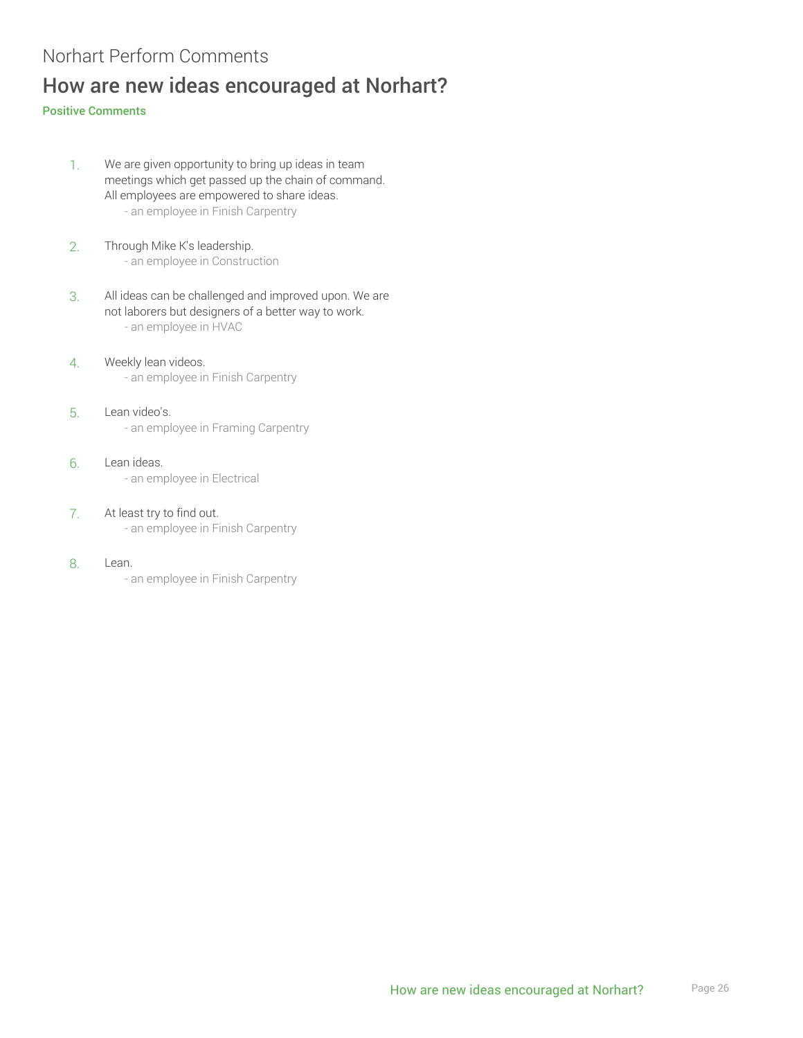Norhart Perform Comments

## How are new ideas encouraged at Norhart?

**Positive Comments**

1. We are given opportunity to bring up ideas in team meetings which get passed up the chain of command. All employees are empowered to share ideas.
   - an employee in Finish Carpentry

2. Through Mike K's leadership.
   - an employee in Construction

3. All ideas can be challenged and improved upon. We are not laborers but designers of a better way to work.
   - an employee in HVAC

4. Weekly lean videos.
   - an employee in Finish Carpentry

5. Lean video's.
   - an employee in Framing Carpentry

6. Lean ideas.
   - an employee in Electrical

7. At least try to find out.
   - an employee in Finish Carpentry

8. Lean.
   - an employee in Finish Carpentry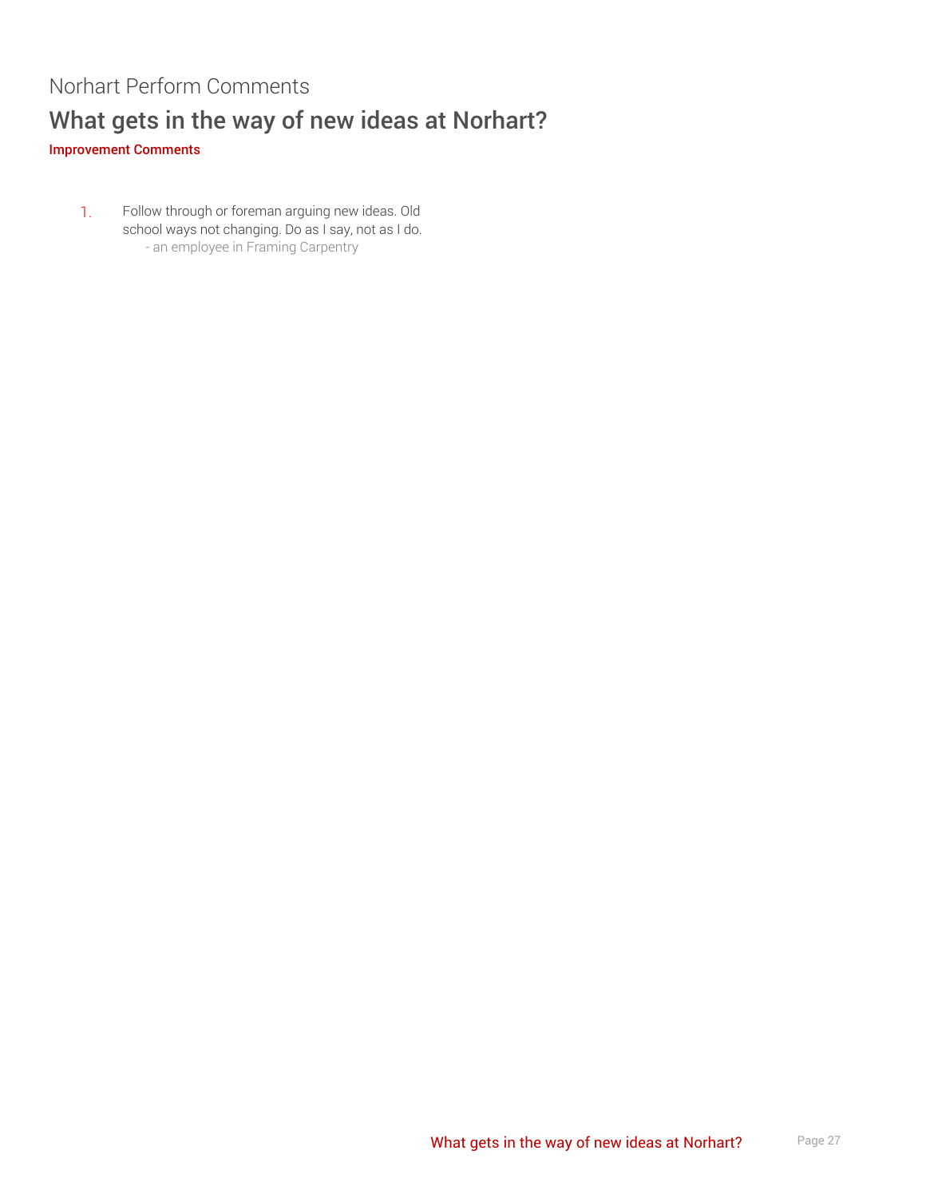Norhart Perform Comments

## What gets in the way of new ideas at Norhart?

**Improvement Comments**

1. Follow through or foreman arguing new ideas. Old school ways not changing. Do as I say, not as I do.
   - an employee in Framing Carpentry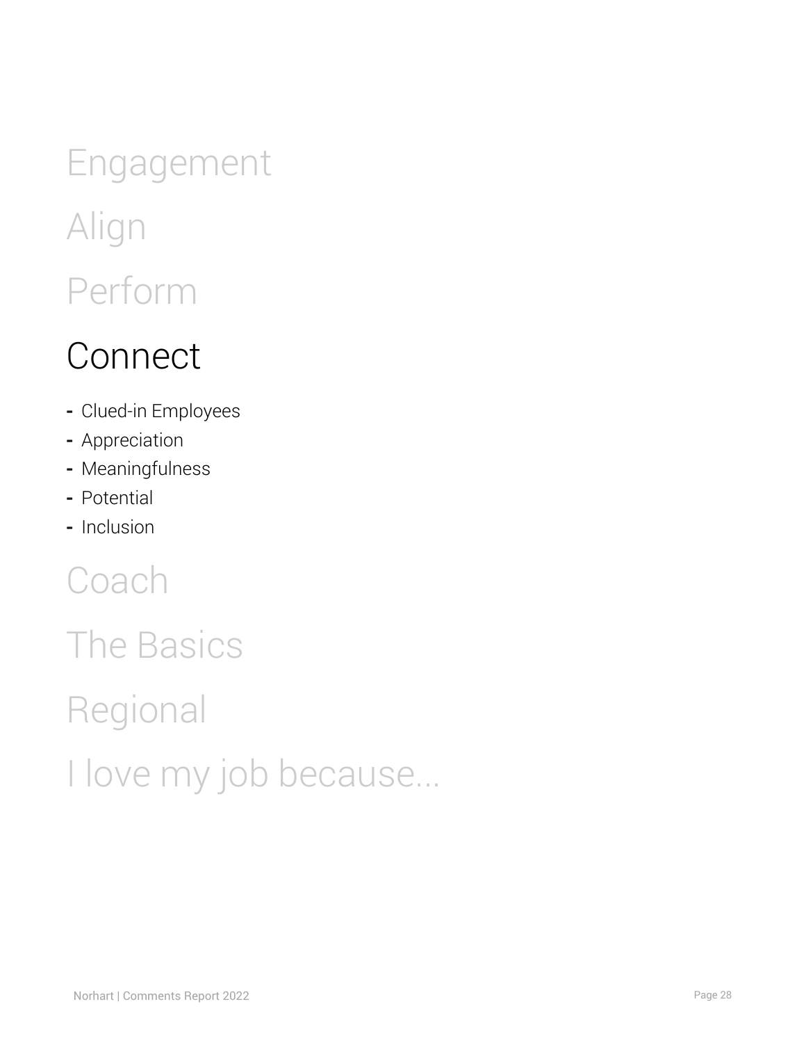# Engagement

# Align

# Perform

# Connect

- Clued-in Employees
- Appreciation
- Meaningfulness
- Potential
- Inclusion

# Coach

# The Basics

# Regional

# I love my job because...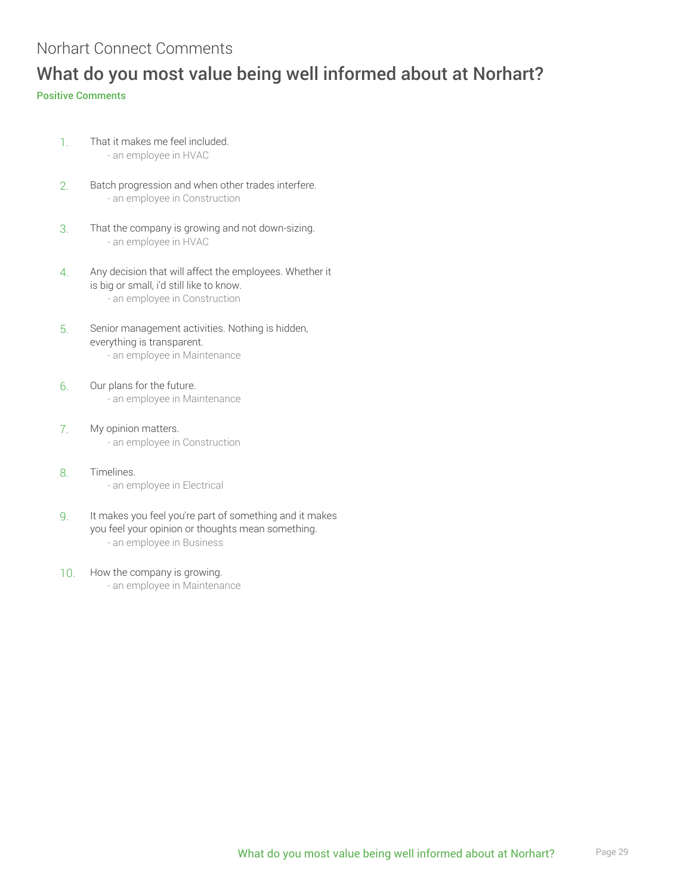Norhart Connect Comments

# What do you most value being well informed about at Norhart?

**Positive Comments**

1. That it makes me feel included.
   - an employee in HVAC

2. Batch progression and when other trades interfere.
   - an employee in Construction

3. That the company is growing and not down-sizing.
   - an employee in HVAC

4. Any decision that will affect the employees. Whether it is big or small, i'd still like to know.
   - an employee in Construction

5. Senior management activities. Nothing is hidden, everything is transparent.
   - an employee in Maintenance

6. Our plans for the future.
   - an employee in Maintenance

7. My opinion matters.
   - an employee in Construction

8. Timelines.
   - an employee in Electrical

9. It makes you feel you're part of something and it makes you feel your opinion or thoughts mean something.
   - an employee in Business

10. How the company is growing.
    - an employee in Maintenance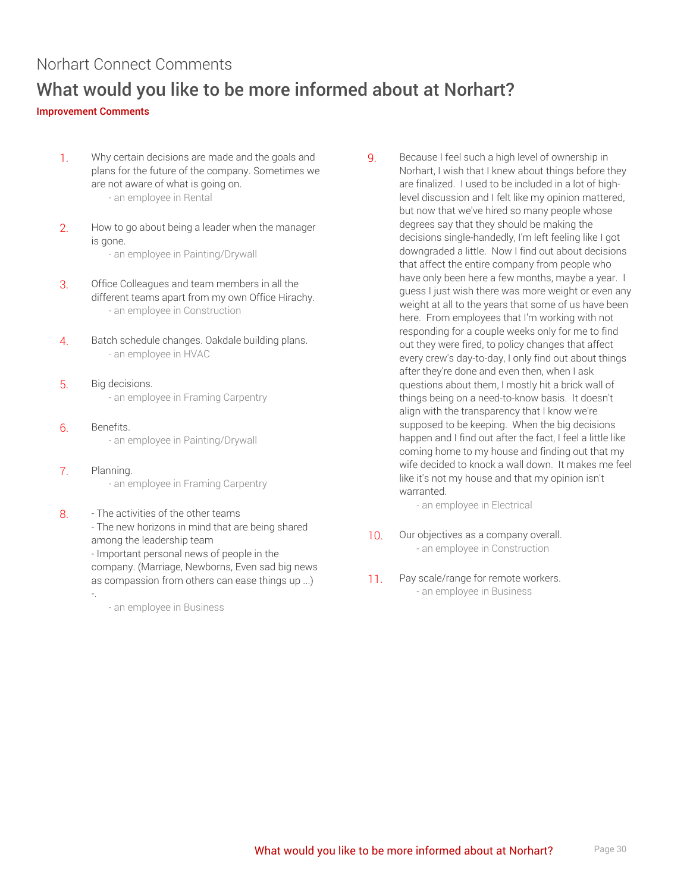Norhart Connect Comments

## What would you like to be more informed about at Norhart?

**Improvement Comments**

1. Why certain decisions are made and the goals and plans for the future of the company. Sometimes we are not aware of what is going on.
   - an employee in Rental

2. How to go about being a leader when the manager is gone.
   - an employee in Painting/Drywall

3. Office Colleagues and team members in all the different teams apart from my own Office Hirachy.
   - an employee in Construction

4. Batch schedule changes. Oakdale building plans.
   - an employee in HVAC

5. Big decisions.
   - an employee in Framing Carpentry

6. Benefits.
   - an employee in Painting/Drywall

7. Planning.
   - an employee in Framing Carpentry

8. - The activities of the other teams
   - The new horizons in mind that are being shared among the leadership team
   - Important personal news of people in the company. (Marriage, Newborns, Even sad big news as compassion from others can ease things up ...)
   -.
   - an employee in Business

9. Because I feel such a high level of ownership in Norhart, I wish that I knew about things before they are finalized. I used to be included in a lot of high-level discussion and I felt like my opinion mattered, but now that we've hired so many people whose degrees say that they should be making the decisions single-handedly, I'm left feeling like I got downgraded a little. Now I find out about decisions that affect the entire company from people who have only been here a few months, maybe a year. I guess I just wish there was more weight or even any weight at all to the years that some of us have been here. From employees that I'm working with not responding for a couple weeks only for me to find out they were fired, to policy changes that affect every crew's day-to-day, I only find out about things after they're done and even then, when I ask questions about them, I mostly hit a brick wall of things being on a need-to-know basis. It doesn't align with the transparency that I know we're supposed to be keeping. When the big decisions happen and I find out after the fact, I feel a little like coming home to my house and finding out that my wife decided to knock a wall down. It makes me feel like it's not my house and that my opinion isn't warranted.
   - an employee in Electrical

10. Our objectives as a company overall.
    - an employee in Construction

11. Pay scale/range for remote workers.
    - an employee in Business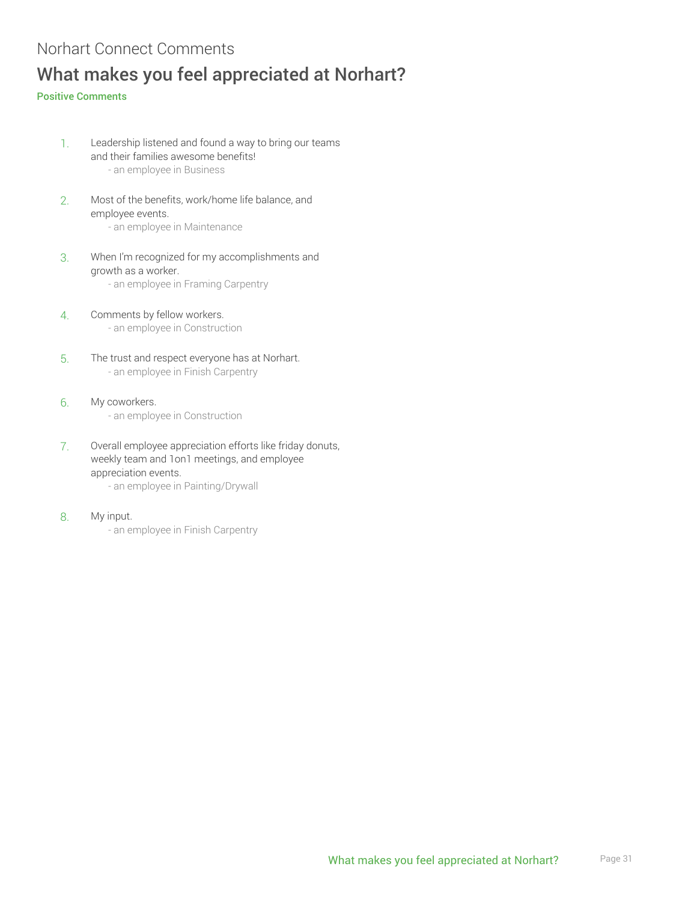Norhart Connect Comments

## What makes you feel appreciated at Norhart?

**Positive Comments**

1. Leadership listened and found a way to bring our teams and their families awesome benefits!
   - an employee in Business

2. Most of the benefits, work/home life balance, and employee events.
   - an employee in Maintenance

3. When I'm recognized for my accomplishments and growth as a worker.
   - an employee in Framing Carpentry

4. Comments by fellow workers.
   - an employee in Construction

5. The trust and respect everyone has at Norhart.
   - an employee in Finish Carpentry

6. My coworkers.
   - an employee in Construction

7. Overall employee appreciation efforts like friday donuts, weekly team and 1on1 meetings, and employee appreciation events.
   - an employee in Painting/Drywall

8. My input.
   - an employee in Finish Carpentry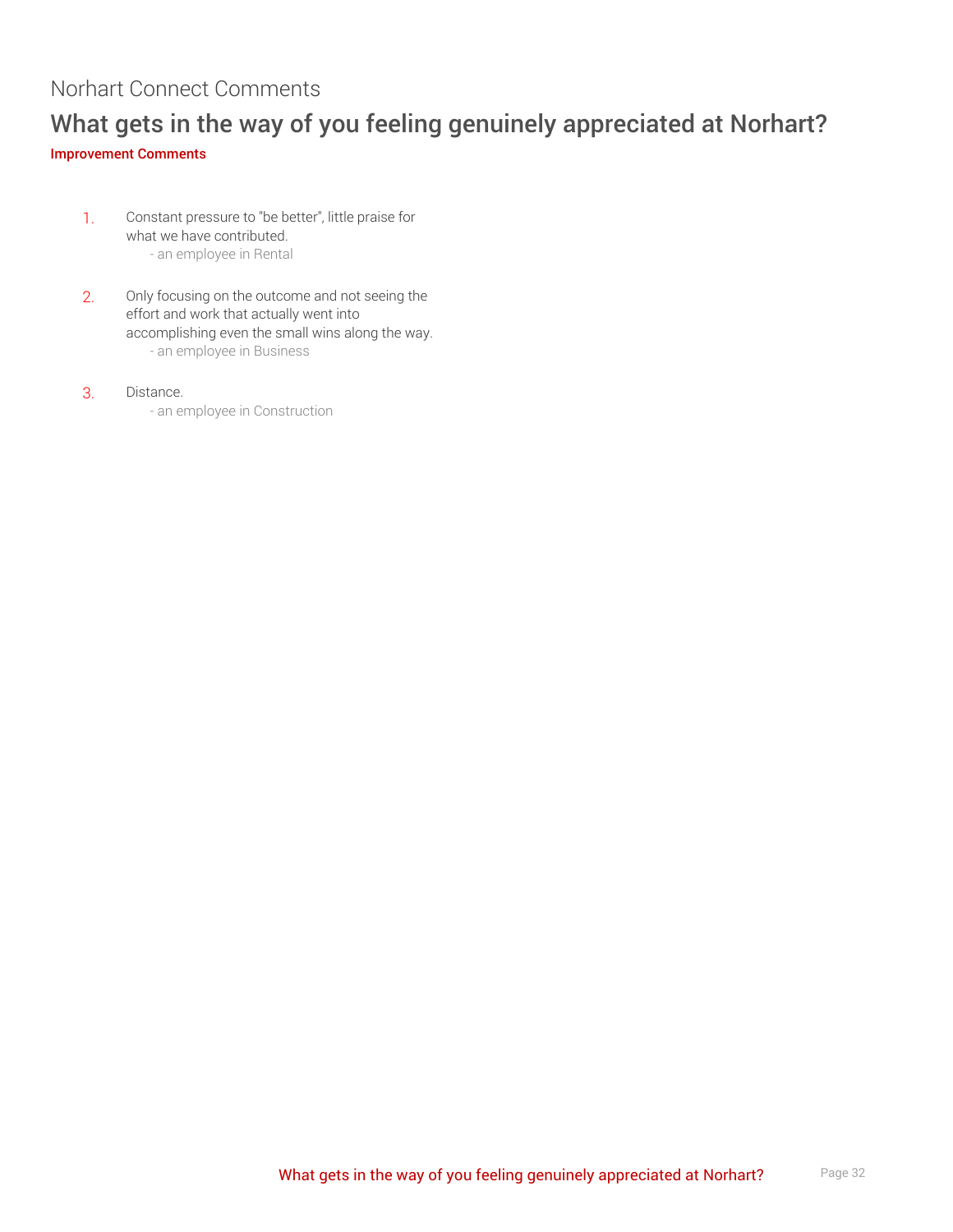Norhart Connect Comments

## What gets in the way of you feeling genuinely appreciated at Norhart?

**Improvement Comments**

1. Constant pressure to "be better", little praise for what we have contributed.
   - an employee in Rental

2. Only focusing on the outcome and not seeing the effort and work that actually went into accomplishing even the small wins along the way.
   - an employee in Business

3. Distance.
   - an employee in Construction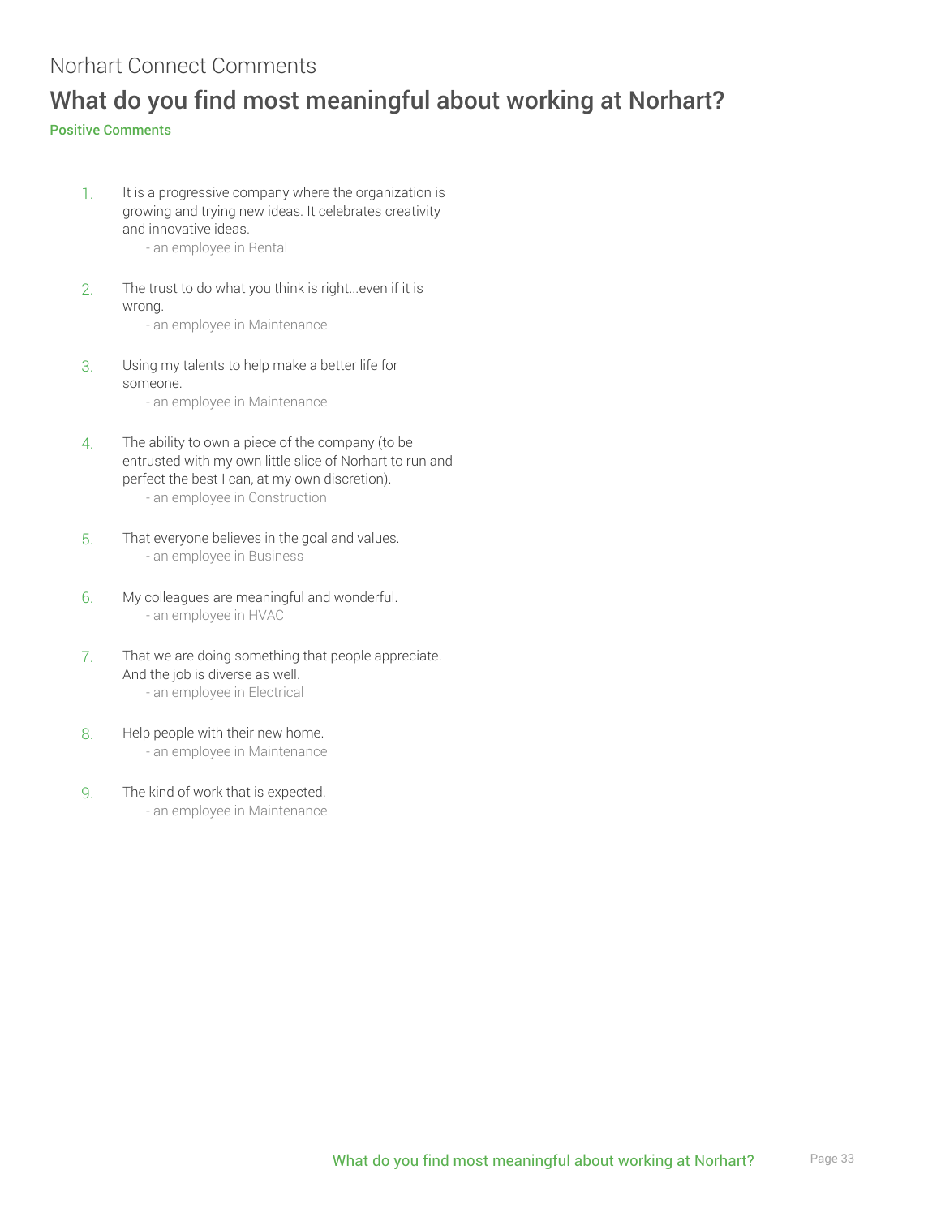Norhart Connect Comments

# What do you find most meaningful about working at Norhart?

**Positive Comments**

1. It is a progressive company where the organization is growing and trying new ideas. It celebrates creativity and innovative ideas.
   - an employee in Rental

2. The trust to do what you think is right...even if it is wrong.
   - an employee in Maintenance

3. Using my talents to help make a better life for someone.
   - an employee in Maintenance

4. The ability to own a piece of the company (to be entrusted with my own little slice of Norhart to run and perfect the best I can, at my own discretion).
   - an employee in Construction

5. That everyone believes in the goal and values.
   - an employee in Business

6. My colleagues are meaningful and wonderful.
   - an employee in HVAC

7. That we are doing something that people appreciate. And the job is diverse as well.
   - an employee in Electrical

8. Help people with their new home.
   - an employee in Maintenance

9. The kind of work that is expected.
   - an employee in Maintenance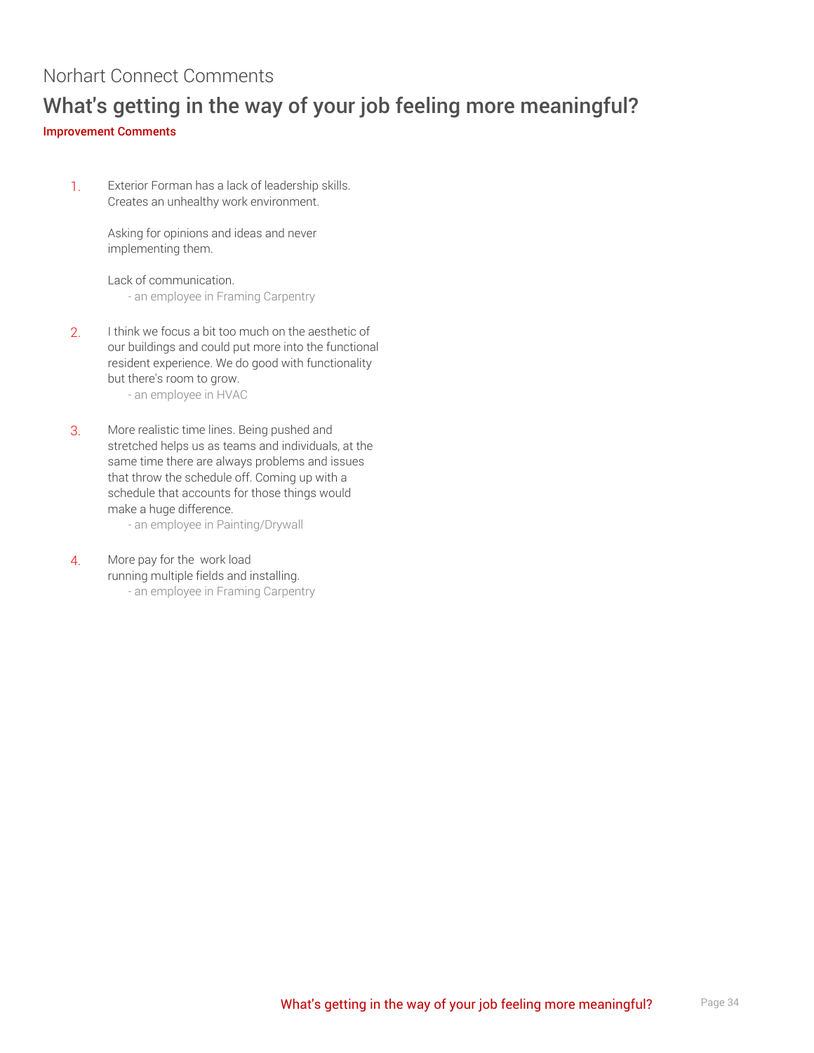Norhart Connect Comments

# What's getting in the way of your job feeling more meaningful?

**Improvement Comments**

1. Exterior Forman has a lack of leadership skills. Creates an unhealthy work environment.

   Asking for opinions and ideas and never implementing them.

   Lack of communication.

   - an employee in Framing Carpentry

2. I think we focus a bit too much on the aesthetic of our buildings and could put more into the functional resident experience. We do good with functionality but there's room to grow.

   - an employee in HVAC

3. More realistic time lines. Being pushed and stretched helps us as teams and individuals, at the same time there are always problems and issues that throw the schedule off. Coming up with a schedule that accounts for those things would make a huge difference.

   - an employee in Painting/Drywall

4. More pay for the work load running multiple fields and installing.

   - an employee in Framing Carpentry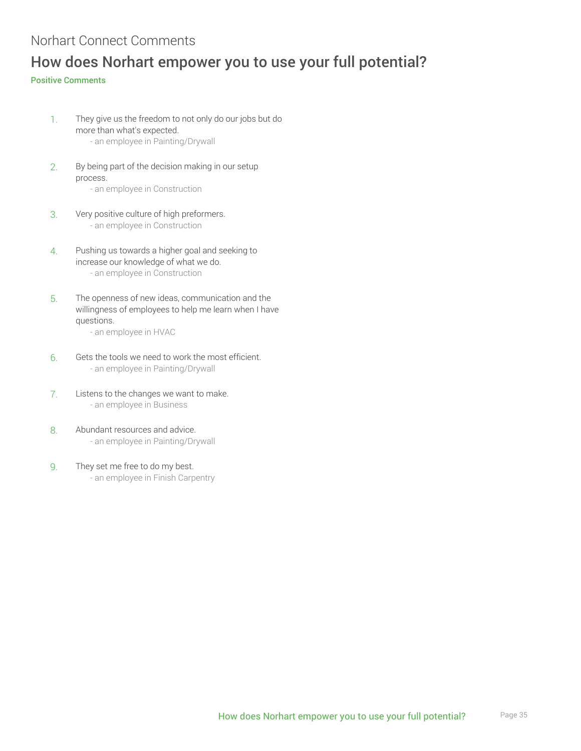Norhart Connect Comments

# How does Norhart empower you to use your full potential?

**Positive Comments**

1. They give us the freedom to not only do our jobs but do more than what's expected.
   - an employee in Painting/Drywall

2. By being part of the decision making in our setup process.
   - an employee in Construction

3. Very positive culture of high preformers.
   - an employee in Construction

4. Pushing us towards a higher goal and seeking to increase our knowledge of what we do.
   - an employee in Construction

5. The openness of new ideas, communication and the willingness of employees to help me learn when I have questions.
   - an employee in HVAC

6. Gets the tools we need to work the most efficient.
   - an employee in Painting/Drywall

7. Listens to the changes we want to make.
   - an employee in Business

8. Abundant resources and advice.
   - an employee in Painting/Drywall

9. They set me free to do my best.
   - an employee in Finish Carpentry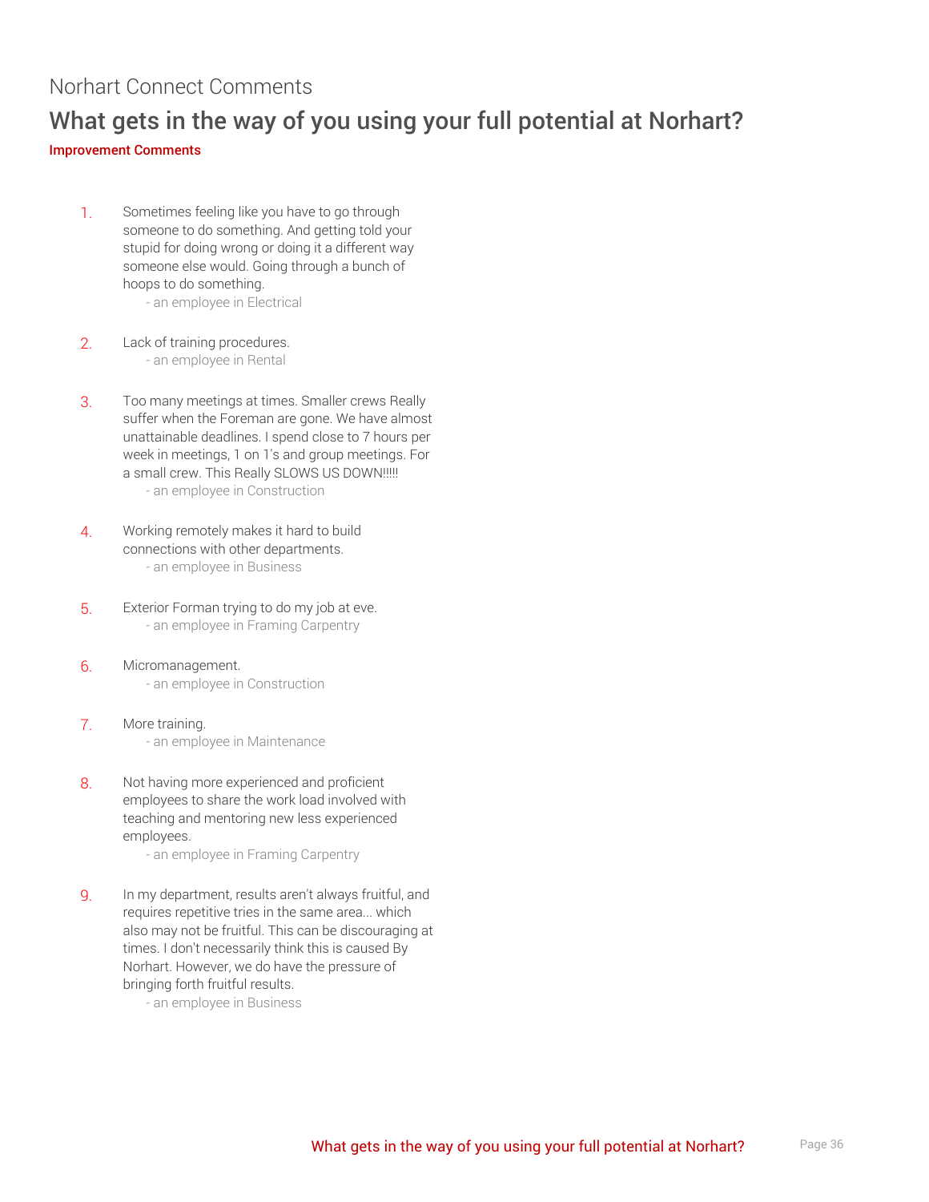Norhart Connect Comments

## What gets in the way of you using your full potential at Norhart?

**Improvement Comments**

1. Sometimes feeling like you have to go through someone to do something. And getting told your stupid for doing wrong or doing it a different way someone else would. Going through a bunch of hoops to do something.
   - an employee in Electrical

2. Lack of training procedures.
   - an employee in Rental

3. Too many meetings at times. Smaller crews Really suffer when the Foreman are gone. We have almost unattainable deadlines. I spend close to 7 hours per week in meetings, 1 on 1's and group meetings. For a small crew. This Really SLOWS US DOWN!!!!!
   - an employee in Construction

4. Working remotely makes it hard to build connections with other departments.
   - an employee in Business

5. Exterior Forman trying to do my job at eve.
   - an employee in Framing Carpentry

6. Micromanagement.
   - an employee in Construction

7. More training.
   - an employee in Maintenance

8. Not having more experienced and proficient employees to share the work load involved with teaching and mentoring new less experienced employees.
   - an employee in Framing Carpentry

9. In my department, results aren't always fruitful, and requires repetitive tries in the same area... which also may not be fruitful. This can be discouraging at times. I don't necessarily think this is caused By Norhart. However, we do have the pressure of bringing forth fruitful results.
   - an employee in Business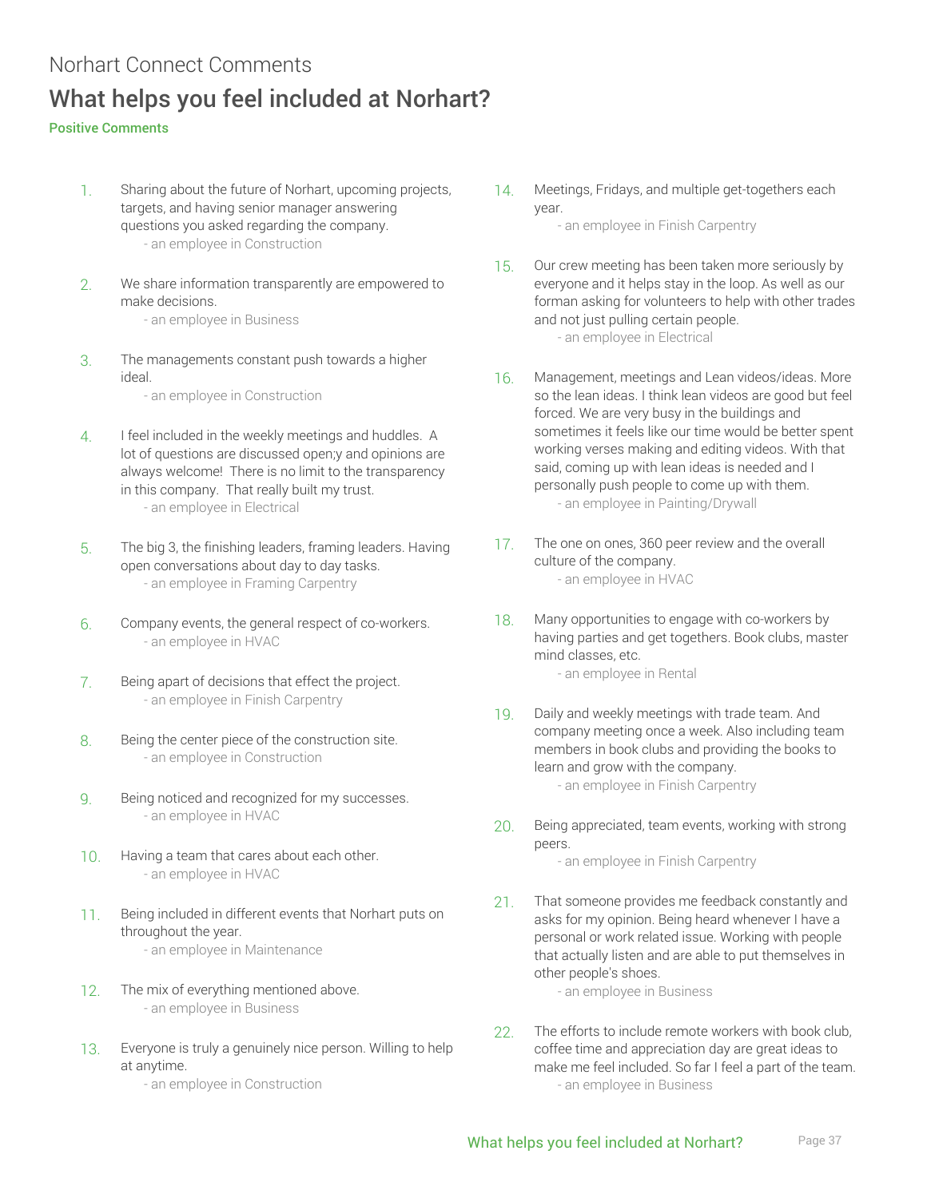Norhart Connect Comments

# What helps you feel included at Norhart?

**Positive Comments**

1. Sharing about the future of Norhart, upcoming projects, targets, and having senior manager answering questions you asked regarding the company.
   - an employee in Construction

2. We share information transparently are empowered to make decisions.
   - an employee in Business

3. The managements constant push towards a higher ideal.
   - an employee in Construction

4. I feel included in the weekly meetings and huddles. A lot of questions are discussed open;y and opinions are always welcome! There is no limit to the transparency in this company. That really built my trust.
   - an employee in Electrical

5. The big 3, the finishing leaders, framing leaders. Having open conversations about day to day tasks.
   - an employee in Framing Carpentry

6. Company events, the general respect of co-workers.
   - an employee in HVAC

7. Being apart of decisions that effect the project.
   - an employee in Finish Carpentry

8. Being the center piece of the construction site.
   - an employee in Construction

9. Being noticed and recognized for my successes.
   - an employee in HVAC

10. Having a team that cares about each other.
    - an employee in HVAC

11. Being included in different events that Norhart puts on throughout the year.
    - an employee in Maintenance

12. The mix of everything mentioned above.
    - an employee in Business

13. Everyone is truly a genuinely nice person. Willing to help at anytime.
    - an employee in Construction

14. Meetings, Fridays, and multiple get-togethers each year.
    - an employee in Finish Carpentry

15. Our crew meeting has been taken more seriously by everyone and it helps stay in the loop. As well as our forman asking for volunteers to help with other trades and not just pulling certain people.
    - an employee in Electrical

16. Management, meetings and Lean videos/ideas. More so the lean ideas. I think lean videos are good but feel forced. We are very busy in the buildings and sometimes it feels like our time would be better spent working verses making and editing videos. With that said, coming up with lean ideas is needed and I personally push people to come up with them.
    - an employee in Painting/Drywall

17. The one on ones, 360 peer review and the overall culture of the company.
    - an employee in HVAC

18. Many opportunities to engage with co-workers by having parties and get togethers. Book clubs, master mind classes, etc.
    - an employee in Rental

19. Daily and weekly meetings with trade team. And company meeting once a week. Also including team members in book clubs and providing the books to learn and grow with the company.
    - an employee in Finish Carpentry

20. Being appreciated, team events, working with strong peers.
    - an employee in Finish Carpentry

21. That someone provides me feedback constantly and asks for my opinion. Being heard whenever I have a personal or work related issue. Working with people that actually listen and are able to put themselves in other people's shoes.
    - an employee in Business

22. The efforts to include remote workers with book club, coffee time and appreciation day are great ideas to make me feel included. So far I feel a part of the team.
    - an employee in Business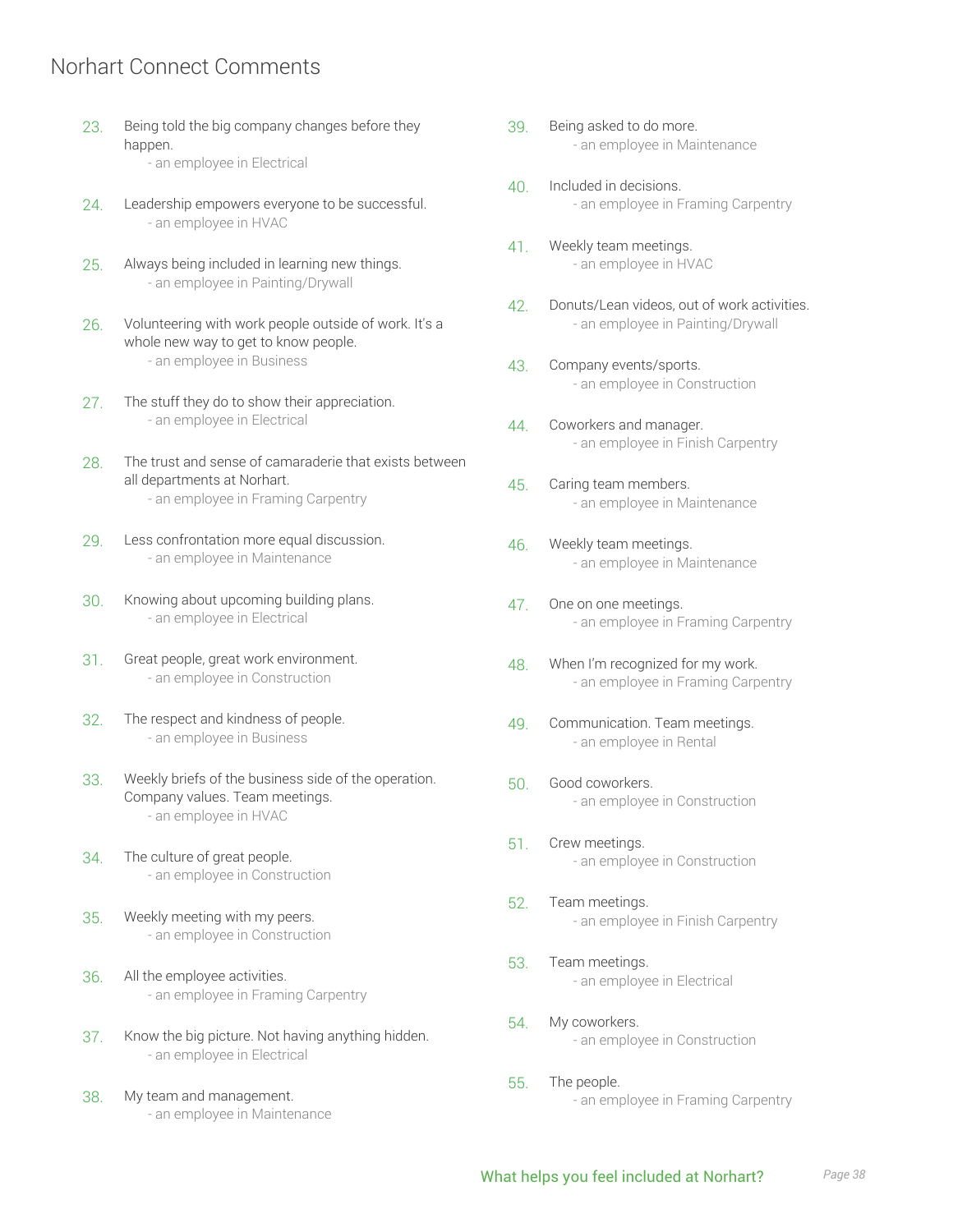# Norhart Connect Comments

23. Being told the big company changes before they happen.
    - an employee in Electrical

24. Leadership empowers everyone to be successful.
    - an employee in HVAC

25. Always being included in learning new things.
    - an employee in Painting/Drywall

26. Volunteering with work people outside of work. It's a whole new way to get to know people.
    - an employee in Business

27. The stuff they do to show their appreciation.
    - an employee in Electrical

28. The trust and sense of camaraderie that exists between all departments at Norhart.
    - an employee in Framing Carpentry

29. Less confrontation more equal discussion.
    - an employee in Maintenance

30. Knowing about upcoming building plans.
    - an employee in Electrical

31. Great people, great work environment.
    - an employee in Construction

32. The respect and kindness of people.
    - an employee in Business

33. Weekly briefs of the business side of the operation. Company values. Team meetings.
    - an employee in HVAC

34. The culture of great people.
    - an employee in Construction

35. Weekly meeting with my peers.
    - an employee in Construction

36. All the employee activities.
    - an employee in Framing Carpentry

37. Know the big picture. Not having anything hidden.
    - an employee in Electrical

38. My team and management.
    - an employee in Maintenance

39. Being asked to do more.
    - an employee in Maintenance

40. Included in decisions.
    - an employee in Framing Carpentry

41. Weekly team meetings.
    - an employee in HVAC

42. Donuts/Lean videos, out of work activities.
    - an employee in Painting/Drywall

43. Company events/sports.
    - an employee in Construction

44. Coworkers and manager.
    - an employee in Finish Carpentry

45. Caring team members.
    - an employee in Maintenance

46. Weekly team meetings.
    - an employee in Maintenance

47. One on one meetings.
    - an employee in Framing Carpentry

48. When I'm recognized for my work.
    - an employee in Framing Carpentry

49. Communication. Team meetings.
    - an employee in Rental

50. Good coworkers.
    - an employee in Construction

51. Crew meetings.
    - an employee in Construction

52. Team meetings.
    - an employee in Finish Carpentry

53. Team meetings.
    - an employee in Electrical

54. My coworkers.
    - an employee in Construction

55. The people.
    - an employee in Framing Carpentry

What helps you feel included at Norhart?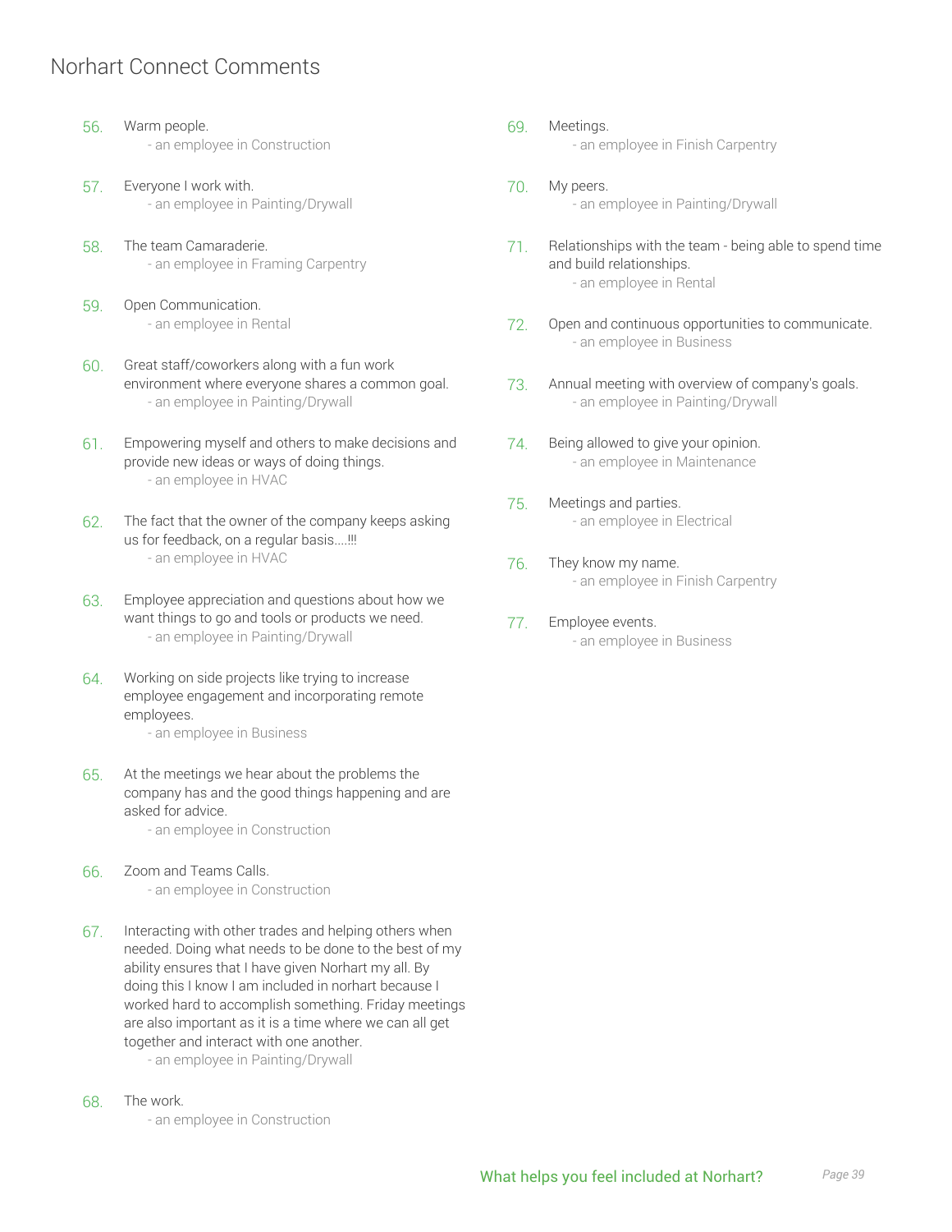# Norhart Connect Comments

56. Warm people.
    - an employee in Construction

57. Everyone I work with.
    - an employee in Painting/Drywall

58. The team Camaraderie.
    - an employee in Framing Carpentry

59. Open Communication.
    - an employee in Rental

60. Great staff/coworkers along with a fun work environment where everyone shares a common goal.
    - an employee in Painting/Drywall

61. Empowering myself and others to make decisions and provide new ideas or ways of doing things.
    - an employee in HVAC

62. The fact that the owner of the company keeps asking us for feedback, on a regular basis....!!!
    - an employee in HVAC

63. Employee appreciation and questions about how we want things to go and tools or products we need.
    - an employee in Painting/Drywall

64. Working on side projects like trying to increase employee engagement and incorporating remote employees.
    - an employee in Business

65. At the meetings we hear about the problems the company has and the good things happening and are asked for advice.
    - an employee in Construction

66. Zoom and Teams Calls.
    - an employee in Construction

67. Interacting with other trades and helping others when needed. Doing what needs to be done to the best of my ability ensures that I have given Norhart my all. By doing this I know I am included in norhart because I worked hard to accomplish something. Friday meetings are also important as it is a time where we can all get together and interact with one another.
    - an employee in Painting/Drywall

68. The work.
    - an employee in Construction

69. Meetings.
    - an employee in Finish Carpentry

70. My peers.
    - an employee in Painting/Drywall

71. Relationships with the team - being able to spend time and build relationships.
    - an employee in Rental

72. Open and continuous opportunities to communicate.
    - an employee in Business

73. Annual meeting with overview of company's goals.
    - an employee in Painting/Drywall

74. Being allowed to give your opinion.
    - an employee in Maintenance

75. Meetings and parties.
    - an employee in Electrical

76. They know my name.
    - an employee in Finish Carpentry

77. Employee events.
    - an employee in Business

What helps you feel included at Norhart?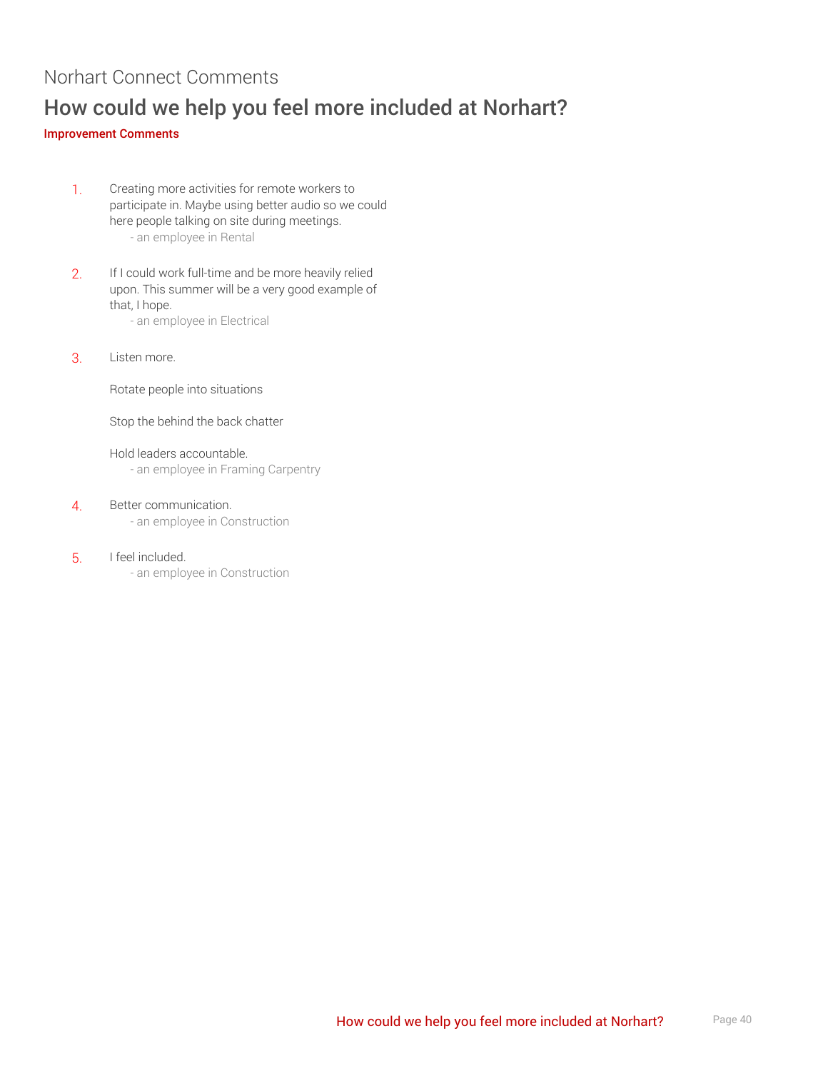Norhart Connect Comments

## How could we help you feel more included at Norhart?

**Improvement Comments**

1. Creating more activities for remote workers to participate in. Maybe using better audio so we could here people talking on site during meetings.
   - an employee in Rental

2. If I could work full-time and be more heavily relied upon. This summer will be a very good example of that, I hope.
   - an employee in Electrical

3. Listen more.

   Rotate people into situations

   Stop the behind the back chatter

   Hold leaders accountable.
   - an employee in Framing Carpentry

4. Better communication.
   - an employee in Construction

5. I feel included.
   - an employee in Construction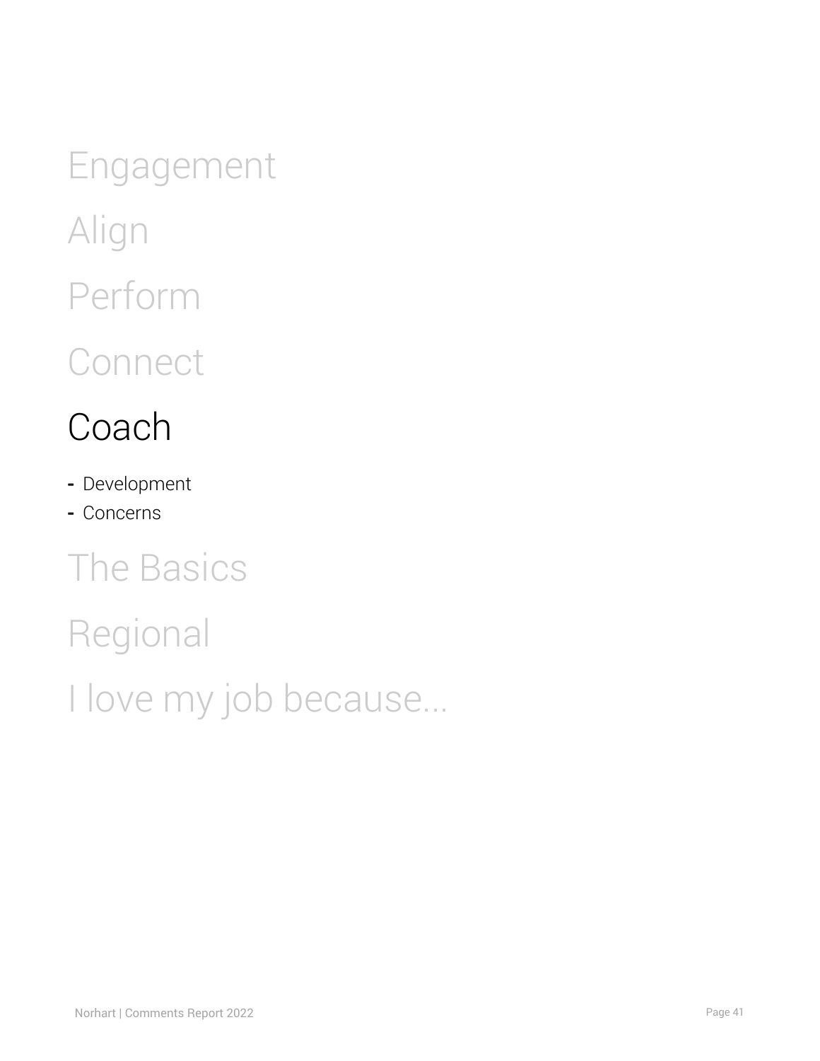Engagement

Align

Perform

Connect

# Coach

- Development
- Concerns

The Basics

Regional

I love my job because...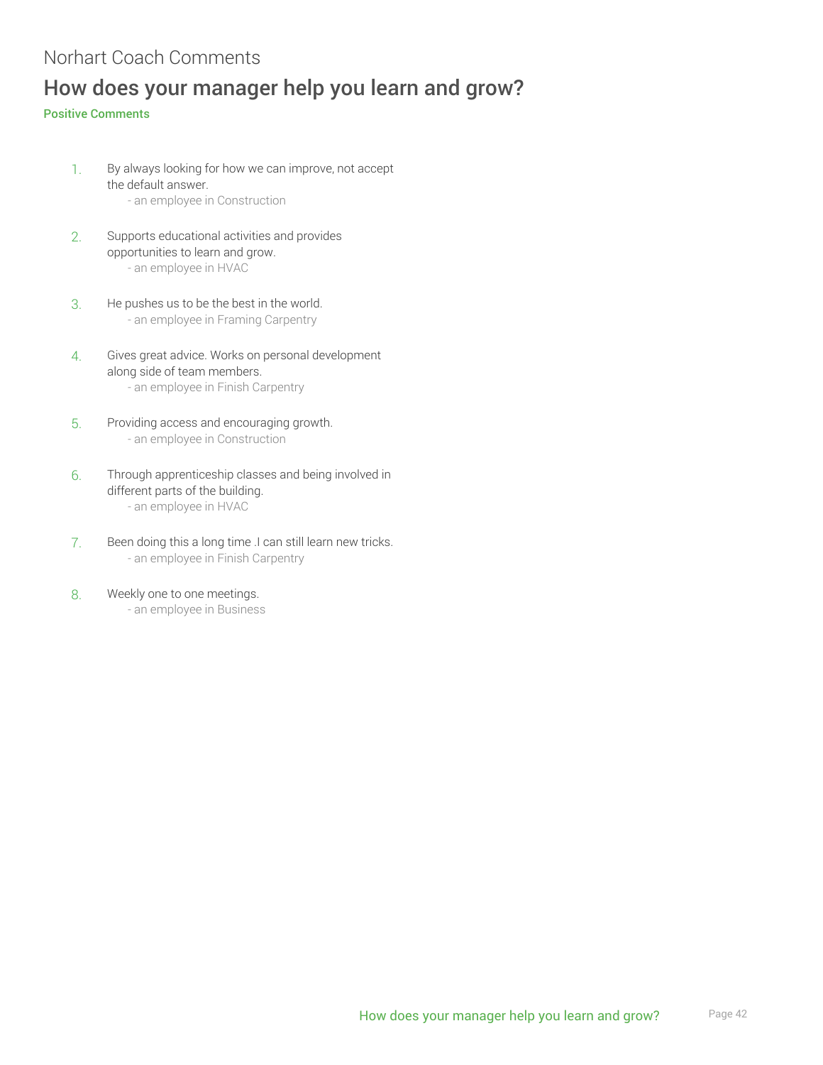Norhart Coach Comments

## How does your manager help you learn and grow?

**Positive Comments**

1. By always looking for how we can improve, not accept the default answer.
   - an employee in Construction

2. Supports educational activities and provides opportunities to learn and grow.
   - an employee in HVAC

3. He pushes us to be the best in the world.
   - an employee in Framing Carpentry

4. Gives great advice. Works on personal development along side of team members.
   - an employee in Finish Carpentry

5. Providing access and encouraging growth.
   - an employee in Construction

6. Through apprenticeship classes and being involved in different parts of the building.
   - an employee in HVAC

7. Been doing this a long time .I can still learn new tricks.
   - an employee in Finish Carpentry

8. Weekly one to one meetings.
   - an employee in Business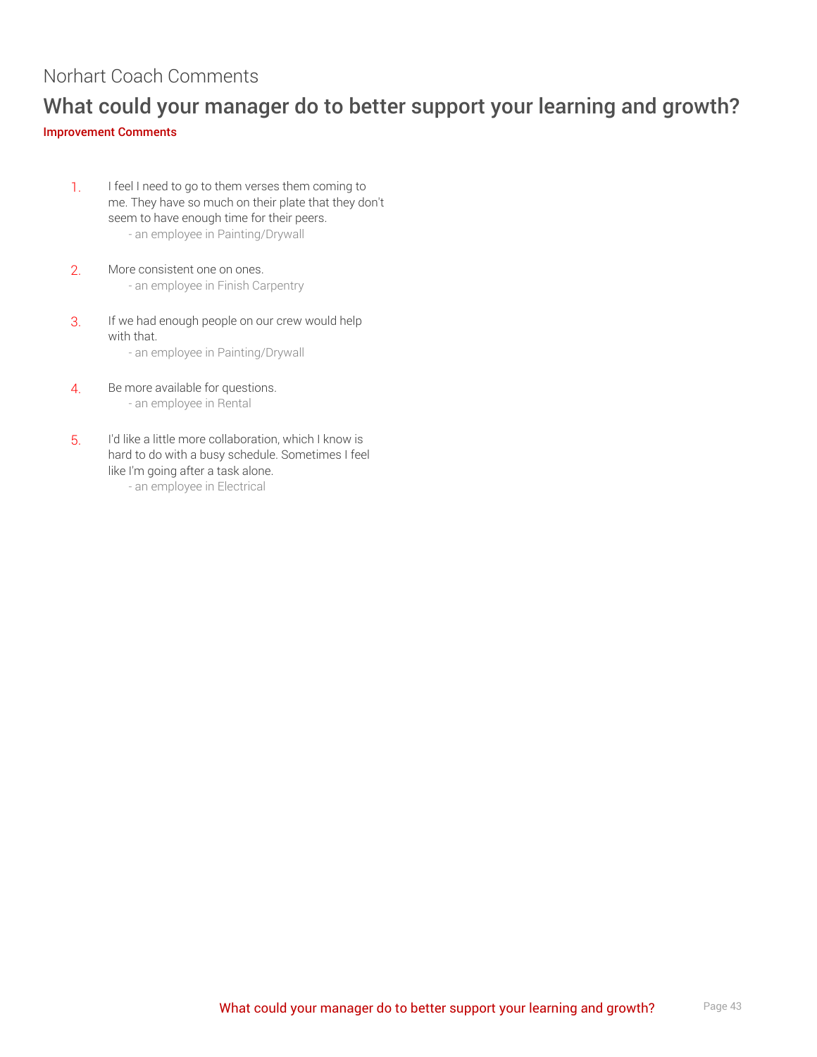Norhart Coach Comments

## What could your manager do to better support your learning and growth?

**Improvement Comments**

1. I feel I need to go to them verses them coming to me. They have so much on their plate that they don't seem to have enough time for their peers.
   - an employee in Painting/Drywall

2. More consistent one on ones.
   - an employee in Finish Carpentry

3. If we had enough people on our crew would help with that.
   - an employee in Painting/Drywall

4. Be more available for questions.
   - an employee in Rental

5. I'd like a little more collaboration, which I know is hard to do with a busy schedule. Sometimes I feel like I'm going after a task alone.
   - an employee in Electrical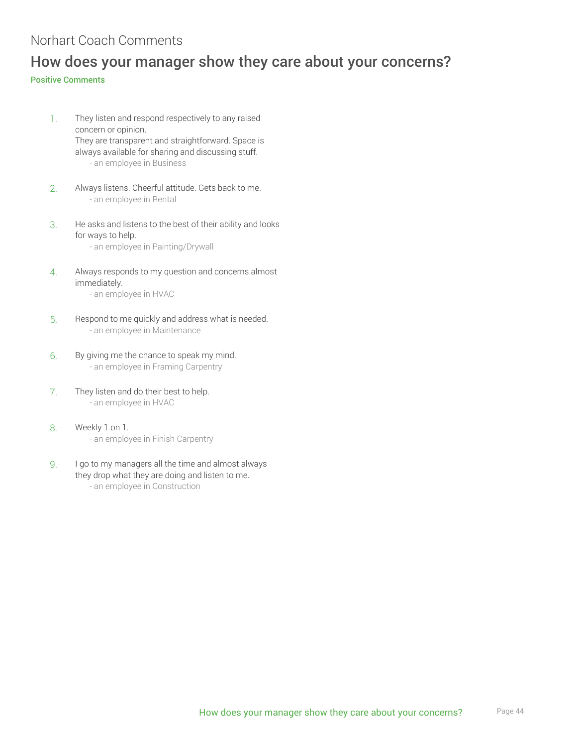Norhart Coach Comments

## How does your manager show they care about your concerns?

**Positive Comments**

1. They listen and respond respectively to any raised concern or opinion.
   They are transparent and straightforward. Space is always available for sharing and discussing stuff.
   - an employee in Business

2. Always listens. Cheerful attitude. Gets back to me.
   - an employee in Rental

3. He asks and listens to the best of their ability and looks for ways to help.
   - an employee in Painting/Drywall

4. Always responds to my question and concerns almost immediately.
   - an employee in HVAC

5. Respond to me quickly and address what is needed.
   - an employee in Maintenance

6. By giving me the chance to speak my mind.
   - an employee in Framing Carpentry

7. They listen and do their best to help.
   - an employee in HVAC

8. Weekly 1 on 1.
   - an employee in Finish Carpentry

9. I go to my managers all the time and almost always they drop what they are doing and listen to me.
   - an employee in Construction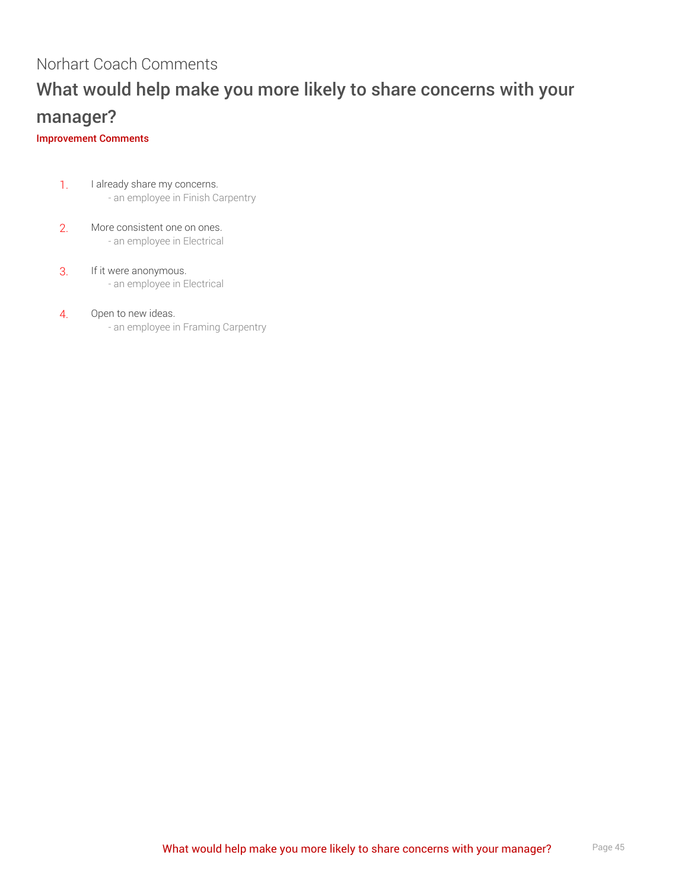Norhart Coach Comments

# What would help make you more likely to share concerns with your manager?

**Improvement Comments**

1. I already share my concerns.
   - an employee in Finish Carpentry

2. More consistent one on ones.
   - an employee in Electrical

3. If it were anonymous.
   - an employee in Electrical

4. Open to new ideas.
   - an employee in Framing Carpentry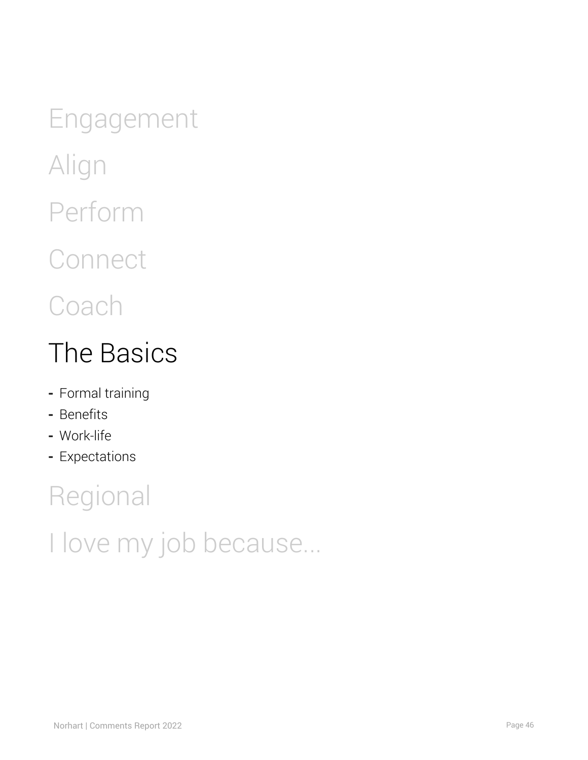Engagement

Align

Perform

Connect

Coach

# The Basics

- Formal training
- Benefits
- Work-life
- Expectations

Regional

I love my job because...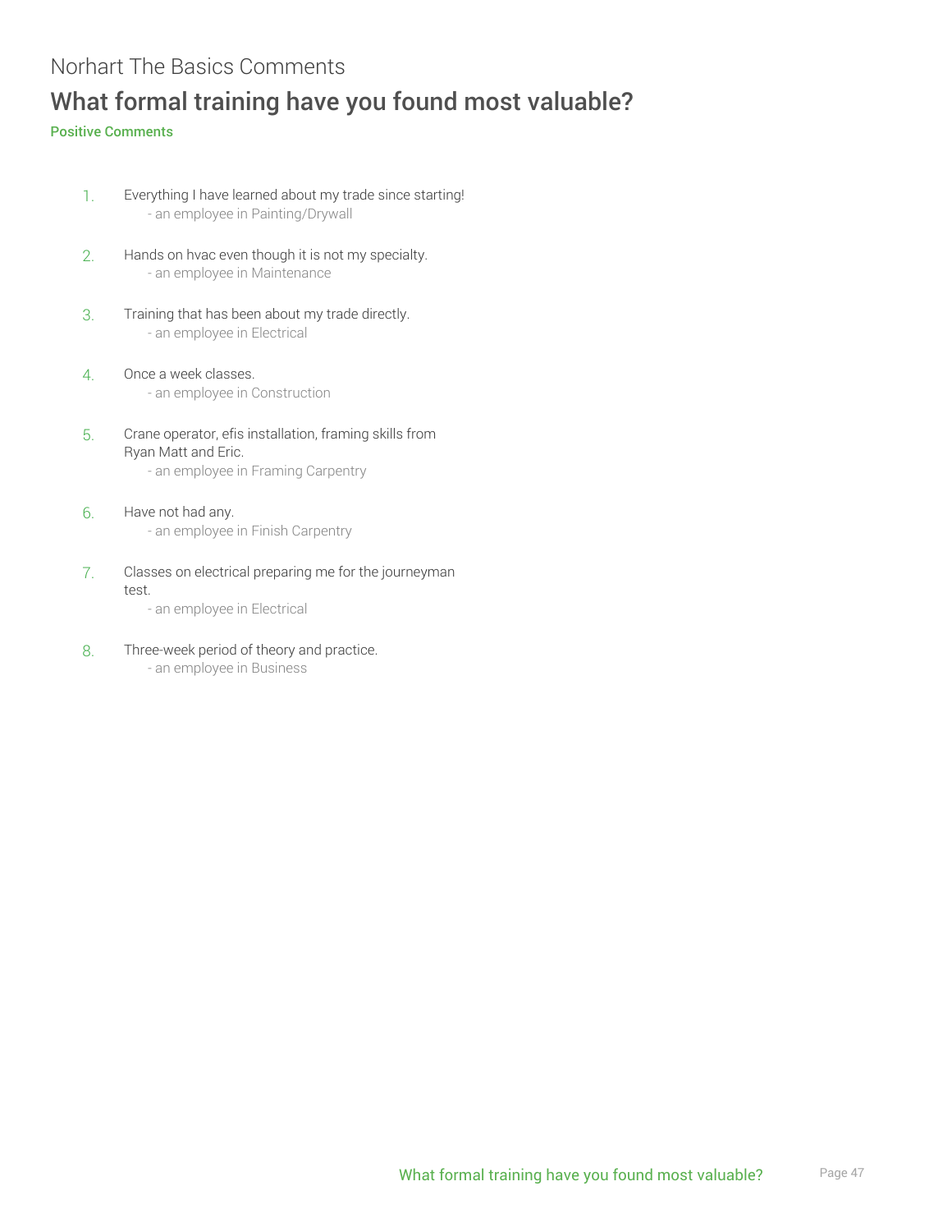Norhart The Basics Comments

# What formal training have you found most valuable?

**Positive Comments**

1. Everything I have learned about my trade since starting!
   - an employee in Painting/Drywall

2. Hands on hvac even though it is not my specialty.
   - an employee in Maintenance

3. Training that has been about my trade directly.
   - an employee in Electrical

4. Once a week classes.
   - an employee in Construction

5. Crane operator, efis installation, framing skills from Ryan Matt and Eric.
   - an employee in Framing Carpentry

6. Have not had any.
   - an employee in Finish Carpentry

7. Classes on electrical preparing me for the journeyman test.
   - an employee in Electrical

8. Three-week period of theory and practice.
   - an employee in Business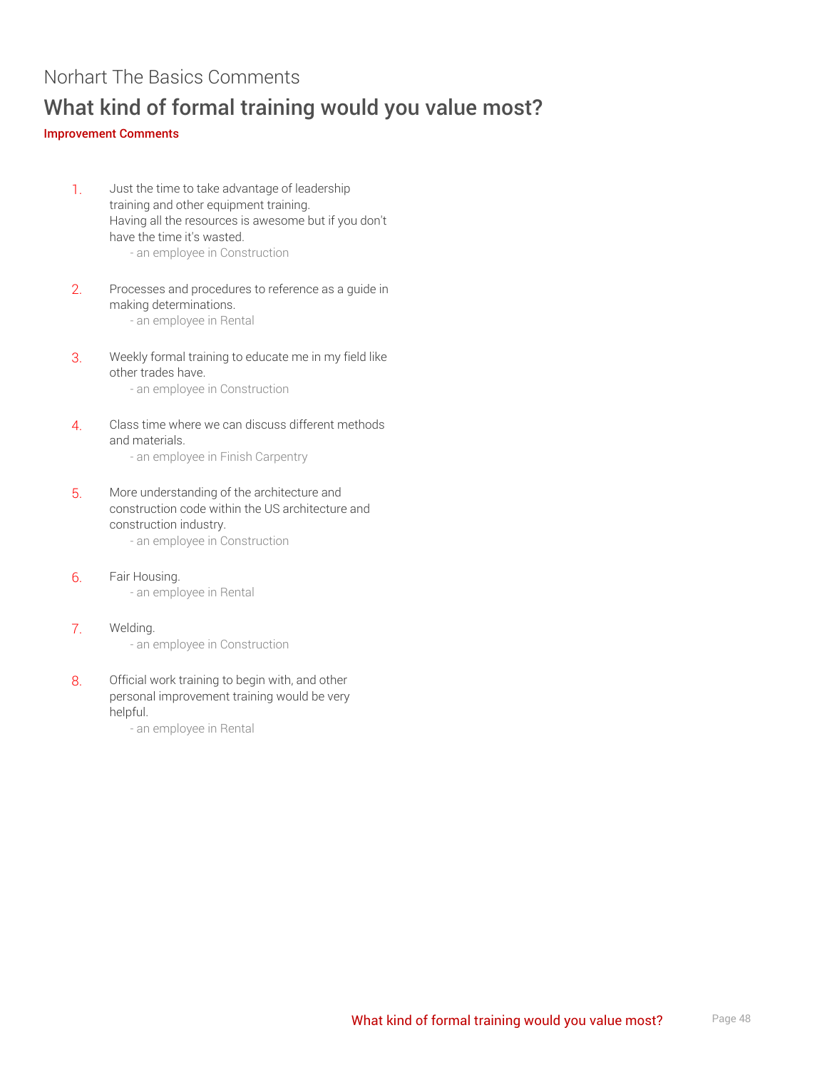Norhart The Basics Comments

## What kind of formal training would you value most?

**Improvement Comments**

1. Just the time to take advantage of leadership training and other equipment training.
   Having all the resources is awesome but if you don't have the time it's wasted.
   - an employee in Construction

2. Processes and procedures to reference as a guide in making determinations.
   - an employee in Rental

3. Weekly formal training to educate me in my field like other trades have.
   - an employee in Construction

4. Class time where we can discuss different methods and materials.
   - an employee in Finish Carpentry

5. More understanding of the architecture and construction code within the US architecture and construction industry.
   - an employee in Construction

6. Fair Housing.
   - an employee in Rental

7. Welding.
   - an employee in Construction

8. Official work training to begin with, and other personal improvement training would be very helpful.
   - an employee in Rental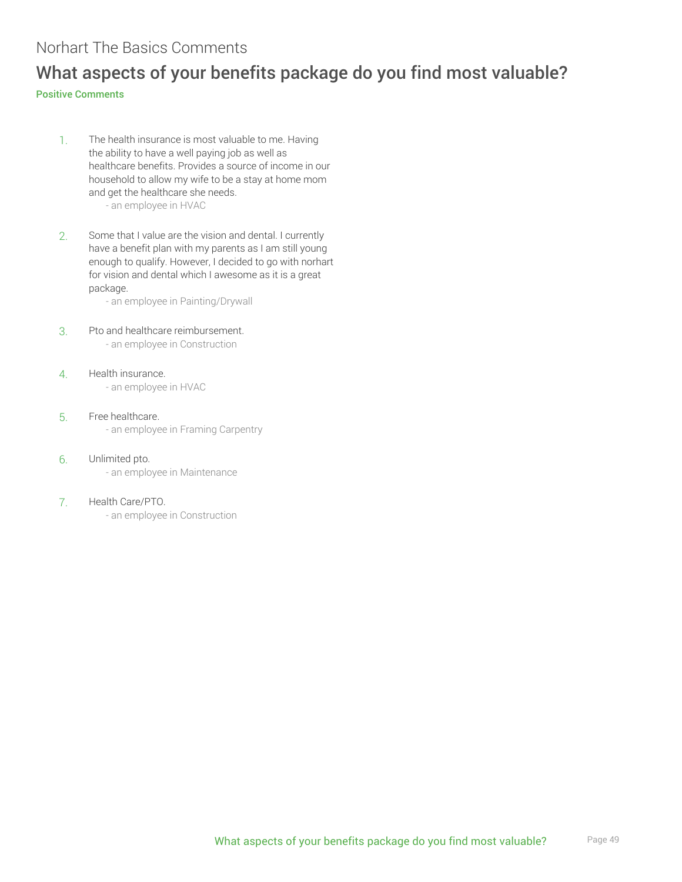Norhart The Basics Comments

## What aspects of your benefits package do you find most valuable?

**Positive Comments**

1. The health insurance is most valuable to me. Having the ability to have a well paying job as well as healthcare benefits. Provides a source of income in our household to allow my wife to be a stay at home mom and get the healthcare she needs.
   - an employee in HVAC

2. Some that I value are the vision and dental. I currently have a benefit plan with my parents as I am still young enough to qualify. However, I decided to go with norhart for vision and dental which I awesome as it is a great package.
   - an employee in Painting/Drywall

3. Pto and healthcare reimbursement.
   - an employee in Construction

4. Health insurance.
   - an employee in HVAC

5. Free healthcare.
   - an employee in Framing Carpentry

6. Unlimited pto.
   - an employee in Maintenance

7. Health Care/PTO.
   - an employee in Construction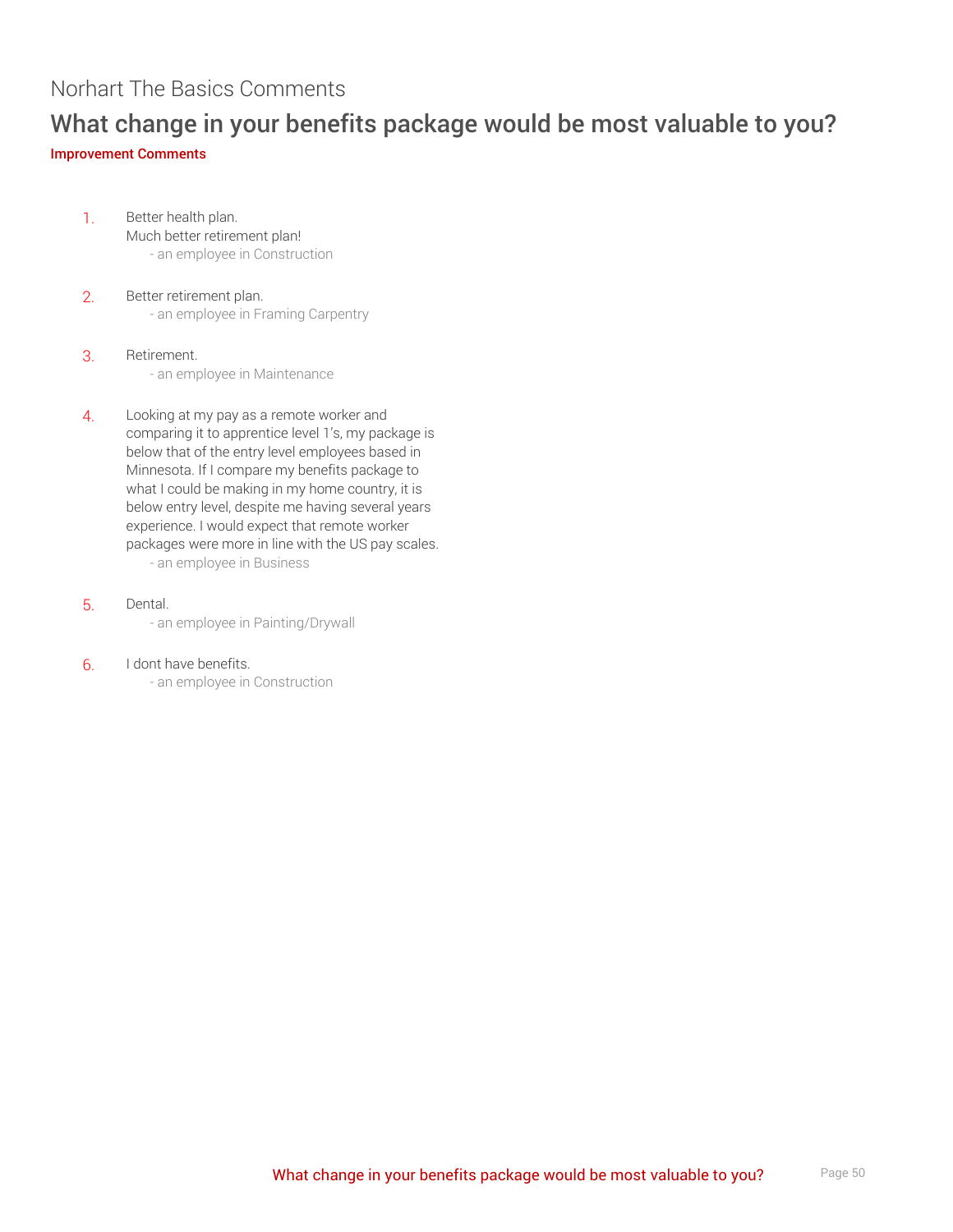Norhart The Basics Comments

# What change in your benefits package would be most valuable to you?

**Improvement Comments**

1. Better health plan.
   Much better retirement plan!
   - an employee in Construction

2. Better retirement plan.
   - an employee in Framing Carpentry

3. Retirement.
   - an employee in Maintenance

4. Looking at my pay as a remote worker and comparing it to apprentice level 1's, my package is below that of the entry level employees based in Minnesota. If I compare my benefits package to what I could be making in my home country, it is below entry level, despite me having several years experience. I would expect that remote worker packages were more in line with the US pay scales.
   - an employee in Business

5. Dental.
   - an employee in Painting/Drywall

6. I dont have benefits.
   - an employee in Construction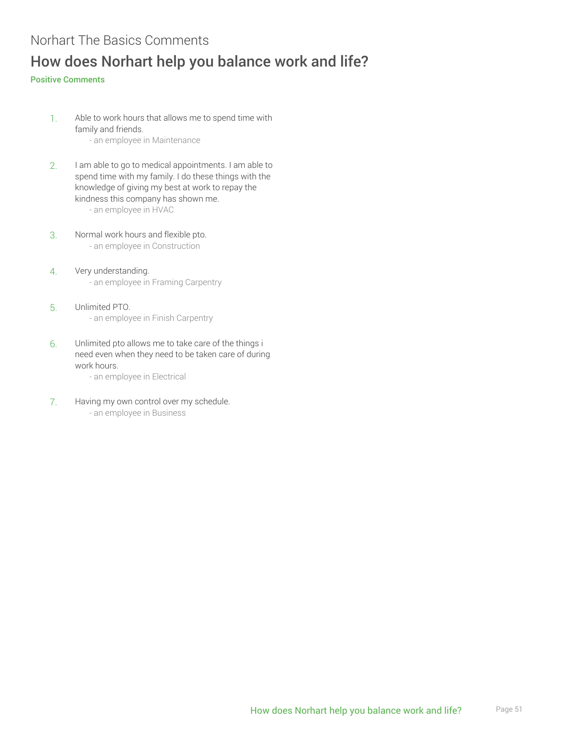Norhart The Basics Comments

# How does Norhart help you balance work and life?

**Positive Comments**

1. Able to work hours that allows me to spend time with family and friends.
   - an employee in Maintenance

2. I am able to go to medical appointments. I am able to spend time with my family. I do these things with the knowledge of giving my best at work to repay the kindness this company has shown me.
   - an employee in HVAC

3. Normal work hours and flexible pto.
   - an employee in Construction

4. Very understanding.
   - an employee in Framing Carpentry

5. Unlimited PTO.
   - an employee in Finish Carpentry

6. Unlimited pto allows me to take care of the things i need even when they need to be taken care of during work hours.
   - an employee in Electrical

7. Having my own control over my schedule.
   - an employee in Business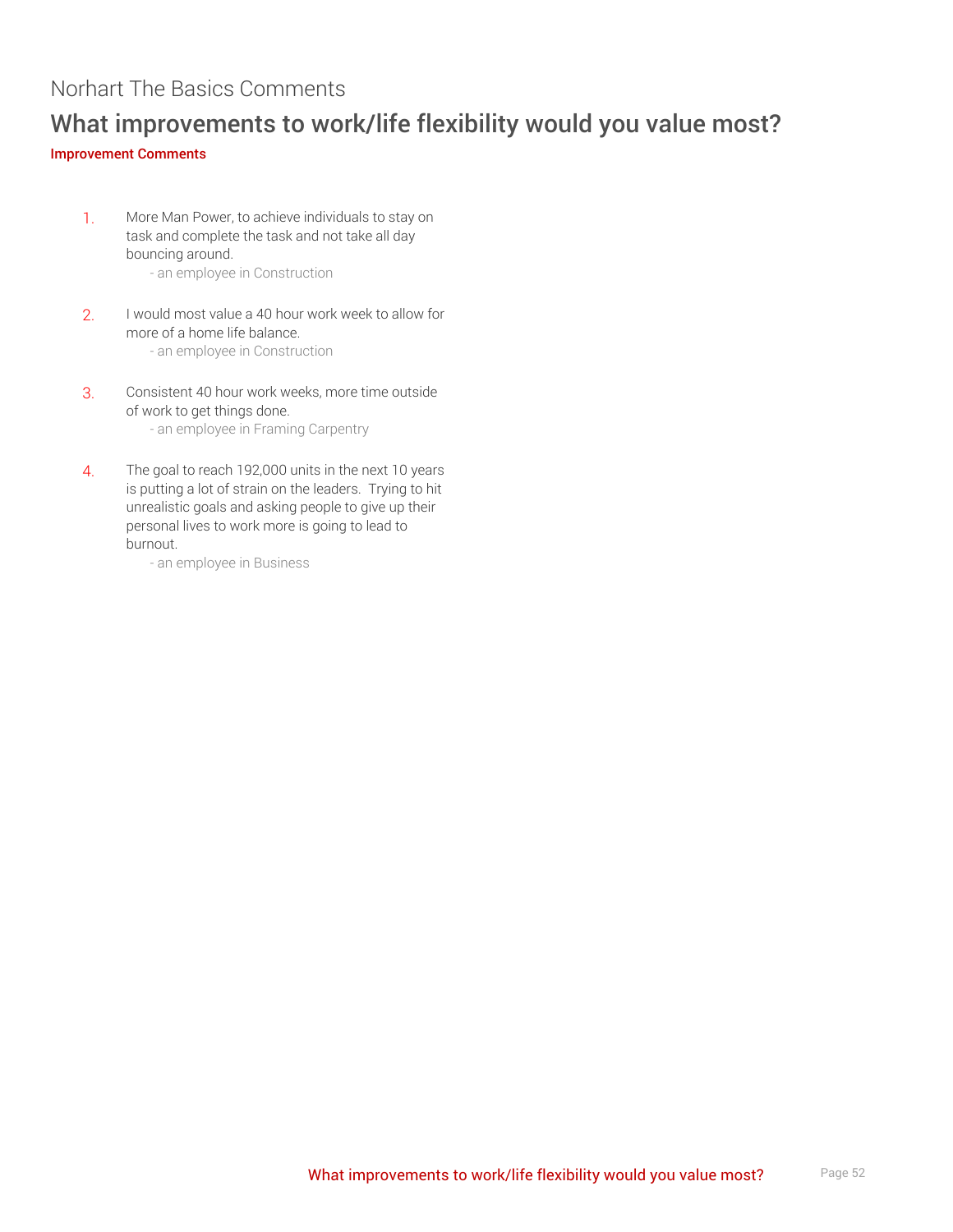Norhart The Basics Comments

## What improvements to work/life flexibility would you value most?

**Improvement Comments**

1. More Man Power, to achieve individuals to stay on task and complete the task and not take all day bouncing around.
   - an employee in Construction

2. I would most value a 40 hour work week to allow for more of a home life balance.
   - an employee in Construction

3. Consistent 40 hour work weeks, more time outside of work to get things done.
   - an employee in Framing Carpentry

4. The goal to reach 192,000 units in the next 10 years is putting a lot of strain on the leaders. Trying to hit unrealistic goals and asking people to give up their personal lives to work more is going to lead to burnout.
   - an employee in Business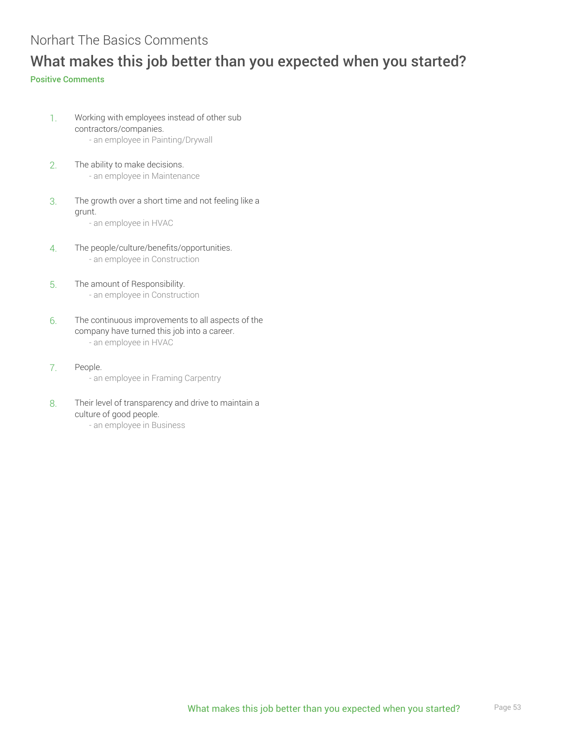Norhart The Basics Comments

# What makes this job better than you expected when you started?

**Positive Comments**

1. Working with employees instead of other sub contractors/companies.
   - an employee in Painting/Drywall

2. The ability to make decisions.
   - an employee in Maintenance

3. The growth over a short time and not feeling like a grunt.
   - an employee in HVAC

4. The people/culture/benefits/opportunities.
   - an employee in Construction

5. The amount of Responsibility.
   - an employee in Construction

6. The continuous improvements to all aspects of the company have turned this job into a career.
   - an employee in HVAC

7. People.
   - an employee in Framing Carpentry

8. Their level of transparency and drive to maintain a culture of good people.
   - an employee in Business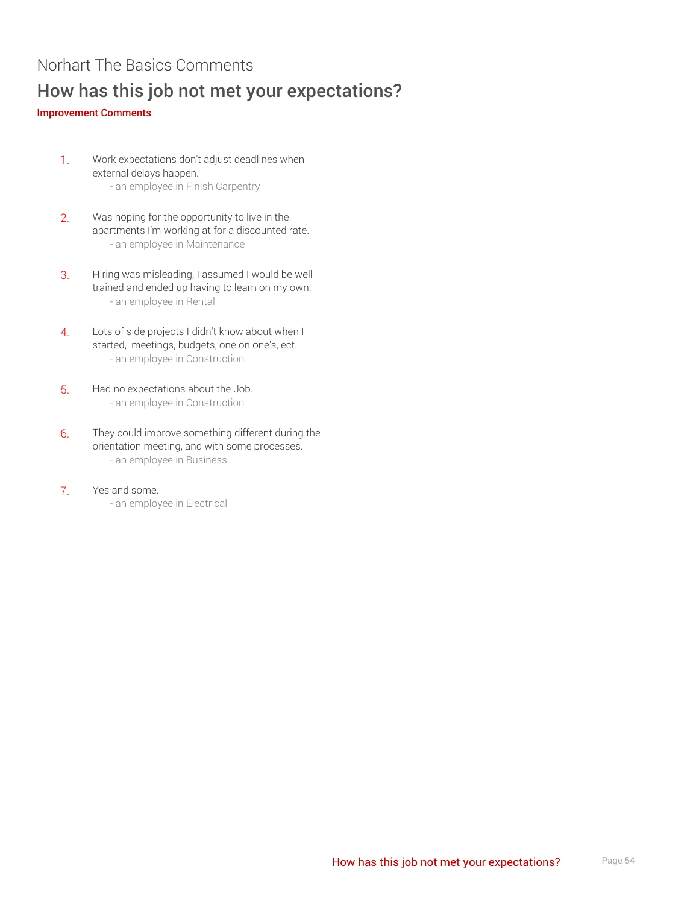Norhart The Basics Comments

## How has this job not met your expectations?

**Improvement Comments**

1. Work expectations don't adjust deadlines when external delays happen.
   - an employee in Finish Carpentry

2. Was hoping for the opportunity to live in the apartments I'm working at for a discounted rate.
   - an employee in Maintenance

3. Hiring was misleading, I assumed I would be well trained and ended up having to learn on my own.
   - an employee in Rental

4. Lots of side projects I didn't know about when I started, meetings, budgets, one on one's, ect.
   - an employee in Construction

5. Had no expectations about the Job.
   - an employee in Construction

6. They could improve something different during the orientation meeting, and with some processes.
   - an employee in Business

7. Yes and some.
   - an employee in Electrical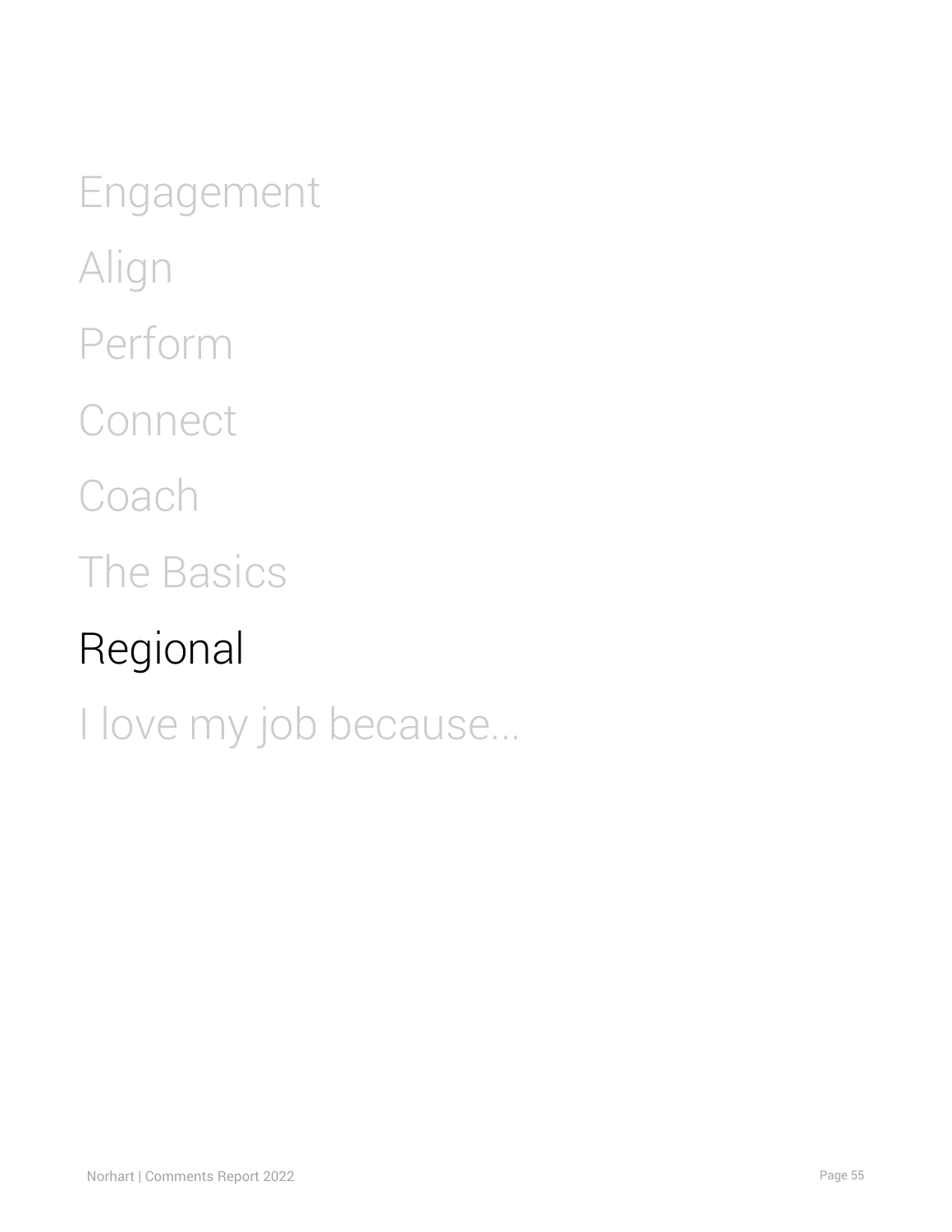Engagement

Align

Perform

Connect

Coach

The Basics

# Regional

I love my job because...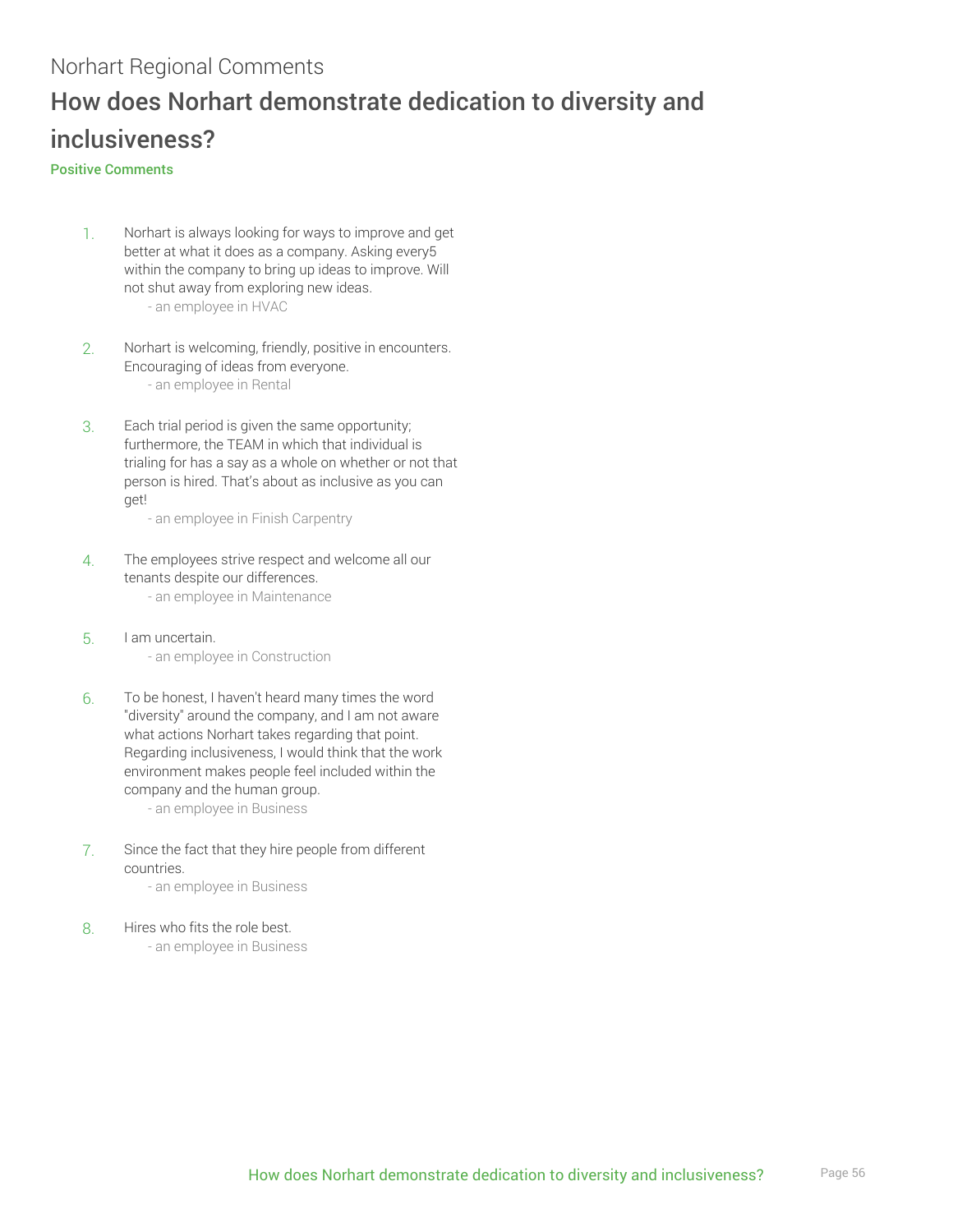Norhart Regional Comments

# How does Norhart demonstrate dedication to diversity and inclusiveness?

**Positive Comments**

1. Norhart is always looking for ways to improve and get better at what it does as a company. Asking every5 within the company to bring up ideas to improve. Will not shut away from exploring new ideas.
   - an employee in HVAC

2. Norhart is welcoming, friendly, positive in encounters. Encouraging of ideas from everyone.
   - an employee in Rental

3. Each trial period is given the same opportunity; furthermore, the TEAM in which that individual is trialing for has a say as a whole on whether or not that person is hired. That's about as inclusive as you can get!
   - an employee in Finish Carpentry

4. The employees strive respect and welcome all our tenants despite our differences.
   - an employee in Maintenance

5. I am uncertain.
   - an employee in Construction

6. To be honest, I haven't heard many times the word "diversity" around the company, and I am not aware what actions Norhart takes regarding that point. Regarding inclusiveness, I would think that the work environment makes people feel included within the company and the human group.
   - an employee in Business

7. Since the fact that they hire people from different countries.
   - an employee in Business

8. Hires who fits the role best.
   - an employee in Business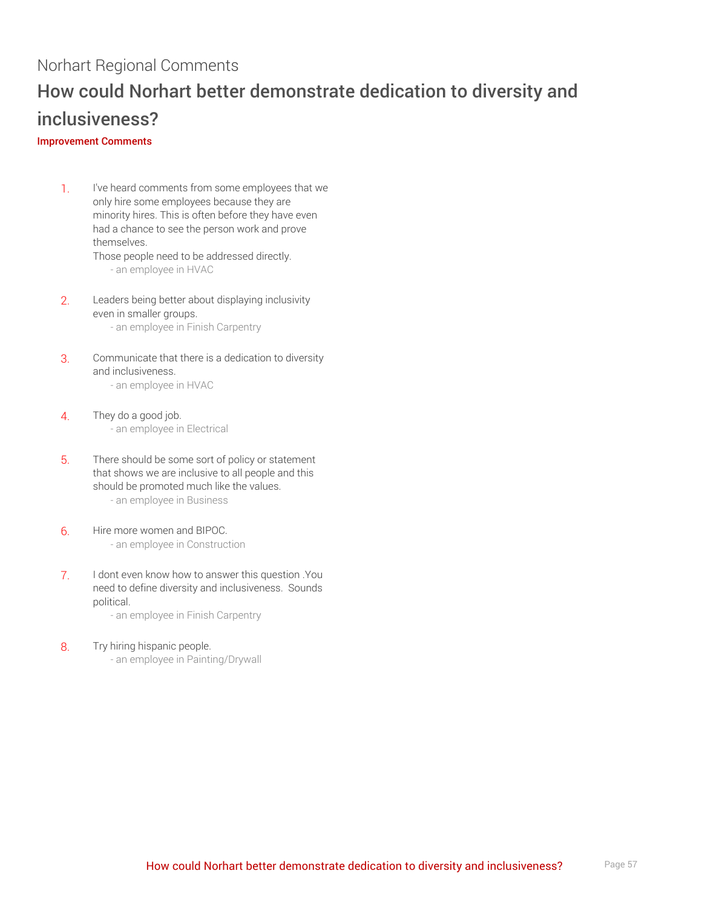Norhart Regional Comments

## How could Norhart better demonstrate dedication to diversity and inclusiveness?

**Improvement Comments**

1. I've heard comments from some employees that we only hire some employees because they are minority hires. This is often before they have even had a chance to see the person work and prove themselves.
   Those people need to be addressed directly.
   - an employee in HVAC

2. Leaders being better about displaying inclusivity even in smaller groups.
   - an employee in Finish Carpentry

3. Communicate that there is a dedication to diversity and inclusiveness.
   - an employee in HVAC

4. They do a good job.
   - an employee in Electrical

5. There should be some sort of policy or statement that shows we are inclusive to all people and this should be promoted much like the values.
   - an employee in Business

6. Hire more women and BIPOC.
   - an employee in Construction

7. I dont even know how to answer this question .You need to define diversity and inclusiveness. Sounds political.
   - an employee in Finish Carpentry

8. Try hiring hispanic people.
   - an employee in Painting/Drywall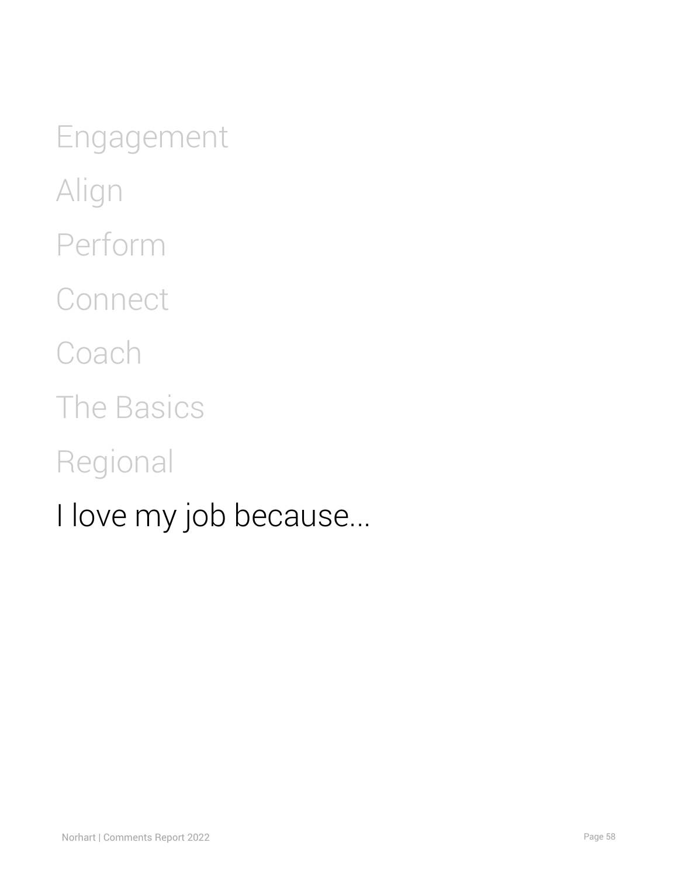Engagement

Align

Perform

Connect

Coach

The Basics

Regional

# I love my job because...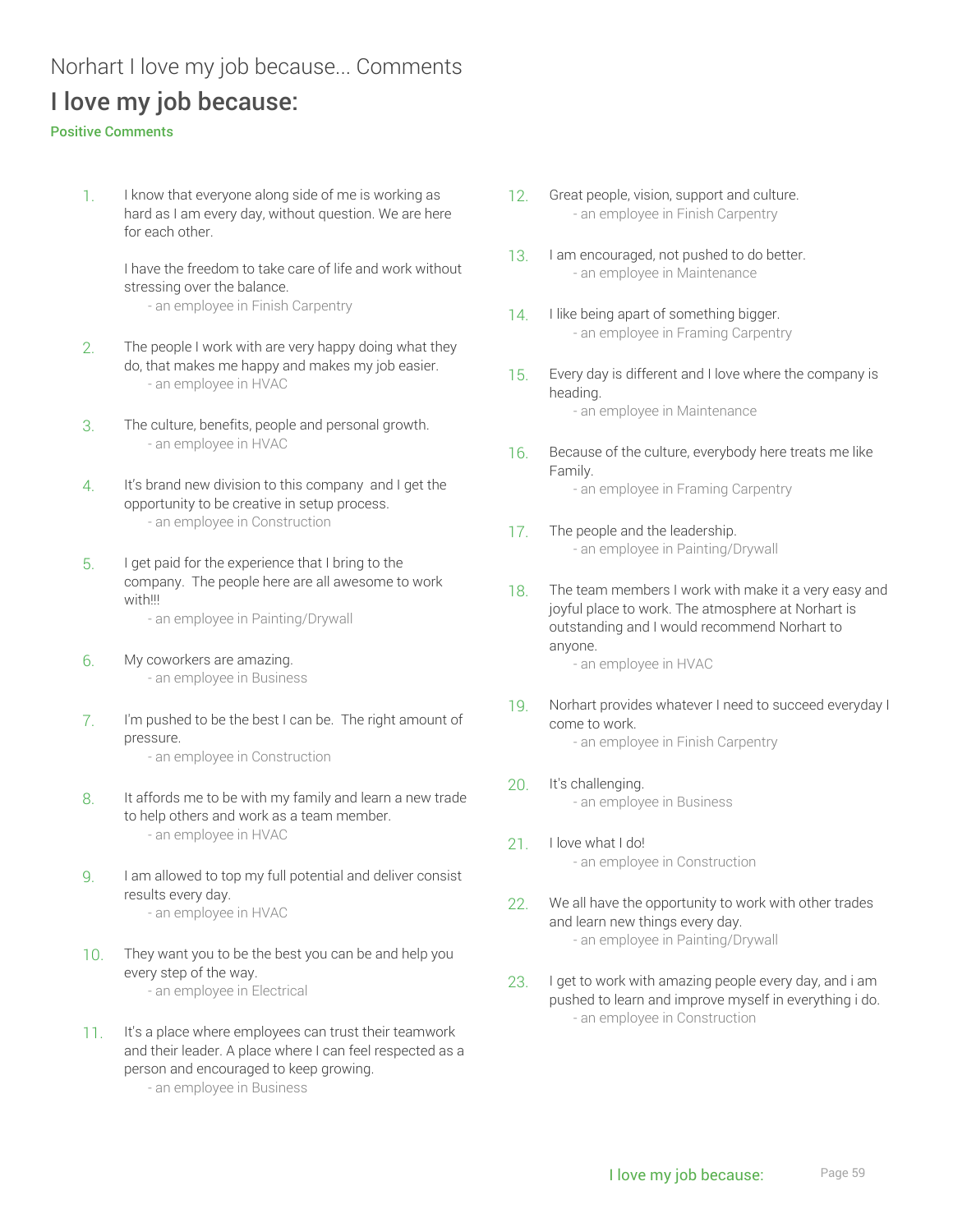Norhart I love my job because... Comments

# I love my job because:

**Positive Comments**

1. I know that everyone along side of me is working as hard as I am every day, without question. We are here for each other.

   I have the freedom to take care of life and work without stressing over the balance.
   - an employee in Finish Carpentry

2. The people I work with are very happy doing what they do, that makes me happy and makes my job easier.
   - an employee in HVAC

3. The culture, benefits, people and personal growth.
   - an employee in HVAC

4. It's brand new division to this company and I get the opportunity to be creative in setup process.
   - an employee in Construction

5. I get paid for the experience that I bring to the company. The people here are all awesome to work with!!!
   - an employee in Painting/Drywall

6. My coworkers are amazing.
   - an employee in Business

7. I'm pushed to be the best I can be. The right amount of pressure.
   - an employee in Construction

8. It affords me to be with my family and learn a new trade to help others and work as a team member.
   - an employee in HVAC

9. I am allowed to top my full potential and deliver consist results every day.
   - an employee in HVAC

10. They want you to be the best you can be and help you every step of the way.
    - an employee in Electrical

11. It's a place where employees can trust their teamwork and their leader. A place where I can feel respected as a person and encouraged to keep growing.
    - an employee in Business

12. Great people, vision, support and culture.
    - an employee in Finish Carpentry

13. I am encouraged, not pushed to do better.
    - an employee in Maintenance

14. I like being apart of something bigger.
    - an employee in Framing Carpentry

15. Every day is different and I love where the company is heading.
    - an employee in Maintenance

16. Because of the culture, everybody here treats me like Family.
    - an employee in Framing Carpentry

17. The people and the leadership.
    - an employee in Painting/Drywall

18. The team members I work with make it a very easy and joyful place to work. The atmosphere at Norhart is outstanding and I would recommend Norhart to anyone.
    - an employee in HVAC

19. Norhart provides whatever I need to succeed everyday I come to work.
    - an employee in Finish Carpentry

20. It's challenging.
    - an employee in Business

21. I love what I do!
    - an employee in Construction

22. We all have the opportunity to work with other trades and learn new things every day.
    - an employee in Painting/Drywall

23. I get to work with amazing people every day, and i am pushed to learn and improve myself in everything i do.
    - an employee in Construction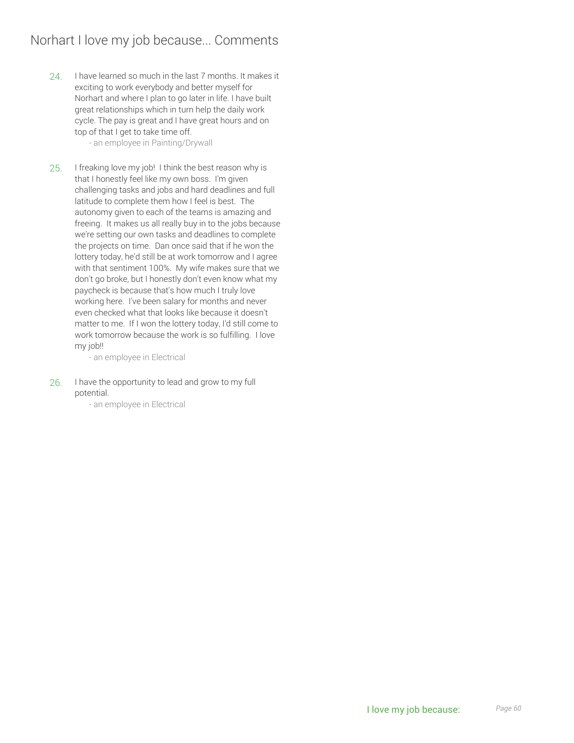# Norhart I love my job because... Comments

24. I have learned so much in the last 7 months. It makes it exciting to work everybody and better myself for Norhart and where I plan to go later in life. I have built great relationships which in turn help the daily work cycle. The pay is great and I have great hours and on top of that I get to take time off.

    - an employee in Painting/Drywall

25. I freaking love my job!  I think the best reason why is that I honestly feel like my own boss.  I'm given challenging tasks and jobs and hard deadlines and full latitude to complete them how I feel is best.  The autonomy given to each of the teams is amazing and freeing.  It makes us all really buy in to the jobs because we're setting our own tasks and deadlines to complete the projects on time.  Dan once said that if he won the lottery today, he'd still be at work tomorrow and I agree with that sentiment 100%.  My wife makes sure that we don't go broke, but I honestly don't even know what my paycheck is because that's how much I truly love working here.  I've been salary for months and never even checked what that looks like because it doesn't matter to me.  If I won the lottery today, I'd still come to work tomorrow because the work is so fulfilling.  I love my job!!

    - an employee in Electrical

26. I have the opportunity to lead and grow to my full potential.

    - an employee in Electrical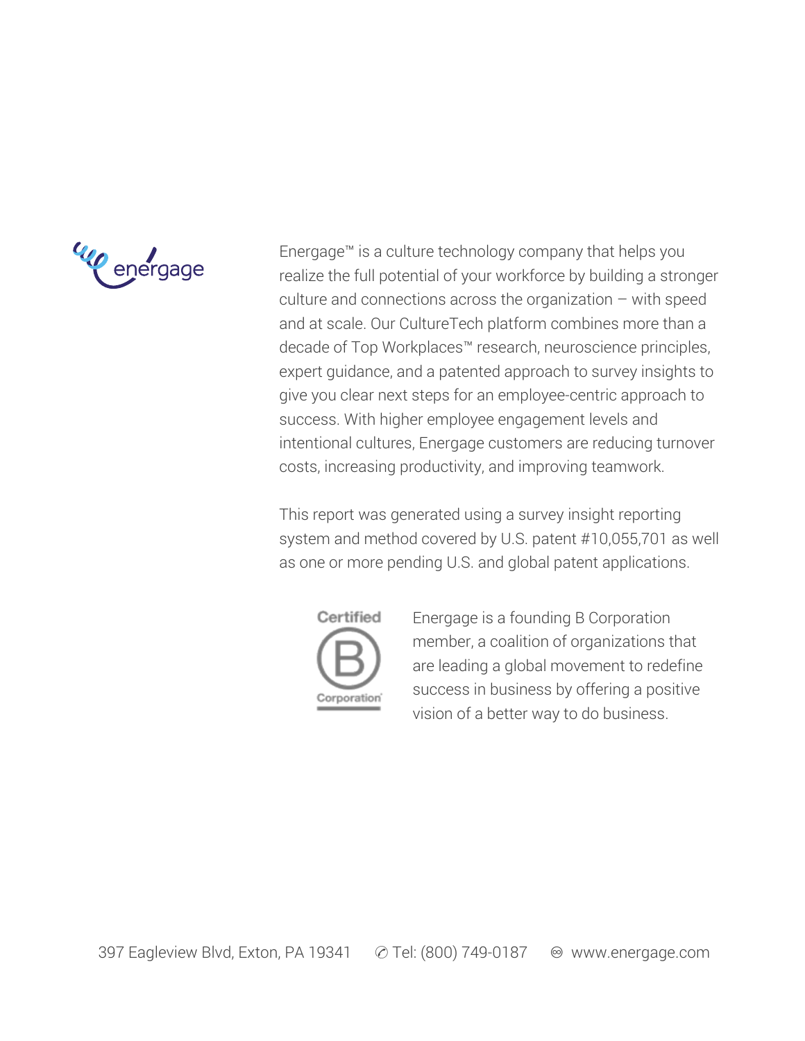energage

Energage™ is a culture technology company that helps you realize the full potential of your workforce by building a stronger culture and connections across the organization – with speed and at scale. Our CultureTech platform combines more than a decade of Top Workplaces™ research, neuroscience principles, expert guidance, and a patented approach to survey insights to give you clear next steps for an employee-centric approach to success. With higher employee engagement levels and intentional cultures, Energage customers are reducing turnover costs, increasing productivity, and improving teamwork.

This report was generated using a survey insight reporting system and method covered by U.S. patent #10,055,701 as well as one or more pending U.S. and global patent applications.

Certified B Corporation

Energage is a founding B Corporation member, a coalition of organizations that are leading a global movement to redefine success in business by offering a positive vision of a better way to do business.

397 Eagleview Blvd, Exton, PA 19341 Tel: (800) 749-0187 www.energage.com